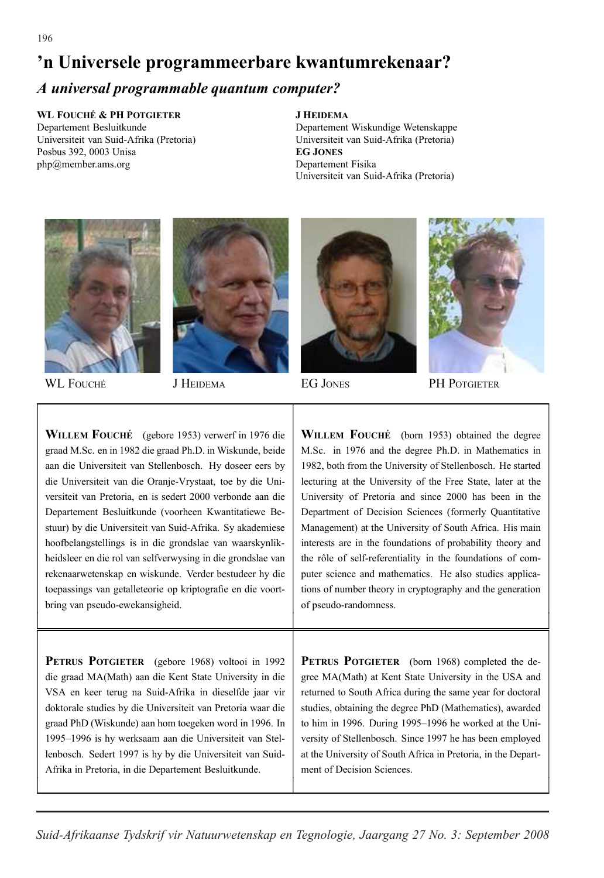# ’n Universele programmeerbare kwantumrekenaar?

## *A universal programmable quantum computer?*

**WL FOUCHÉ & PH POTGIETER**
Departement Besluitkunde
Universiteit van Suid-Afrika (Pretoria)
Posbus 392, 0003 Unisa
php@member.ams.org

**J HEIDEMA**
Departement Wiskundige Wetenskappe
Universiteit van Suid-Afrika (Pretoria)

**EG JONES**
Departement Fisika
Universiteit van Suid-Afrika (Pretoria)

WL FOUCHÉ

J HEIDEMA

EG JONES

PH POTGIETER

**WILLEM FOUCHÉ** (gebore 1953) verwerf in 1976 die graad M.Sc. en in 1982 die graad Ph.D. in Wiskunde, beide aan die Universiteit van Stellenbosch. Hy doseer eers by die Universiteit van die Oranje-Vrystaat, toe by die Universiteit van Pretoria, en is sedert 2000 verbonde aan die Departement Besluitkunde (voorheen Kwantitatiewe Bestuur) by die Universiteit van Suid-Afrika. Sy akademiese hoofbelangstellings is in die grondslae van waarskynlikheidsleer en die rol van selfverwysing in die grondslae van rekenaarwetenskap en wiskunde. Verder bestudeer hy die toepassings van getalleteorie op kriptografie en die voortbring van pseudo-ewekansigheid.

**WILLEM FOUCHÉ** (born 1953) obtained the degree M.Sc. in 1976 and the degree Ph.D. in Mathematics in 1982, both from the University of Stellenbosch. He started lecturing at the University of the Free State, later at the University of Pretoria and since 2000 has been in the Department of Decision Sciences (formerly Quantitative Management) at the University of South Africa. His main interests are in the foundations of probability theory and the rôle of self-referentiality in the foundations of computer science and mathematics. He also studies applications of number theory in cryptography and the generation of pseudo-randomness.

**PETRUS POTGIETER** (gebore 1968) voltooi in 1992 die graad MA(Math) aan die Kent State University in die VSA en keer terug na Suid-Afrika in dieselfde jaar vir doktorale studies by die Universiteit van Pretoria waar die graad PhD (Wiskunde) aan hom toegeken word in 1996. In 1995–1996 is hy werksaam aan die Universiteit van Stellenbosch. Sedert 1997 is hy by die Universiteit van Suid-Afrika in Pretoria, in die Departement Besluitkunde.

**PETRUS POTGIETER** (born 1968) completed the degree MA(Math) at Kent State University in the USA and returned to South Africa during the same year for doctoral studies, obtaining the degree PhD (Mathematics), awarded to him in 1996. During 1995–1996 he worked at the University of Stellenbosch. Since 1997 he has been employed at the University of South Africa in Pretoria, in the Department of Decision Sciences.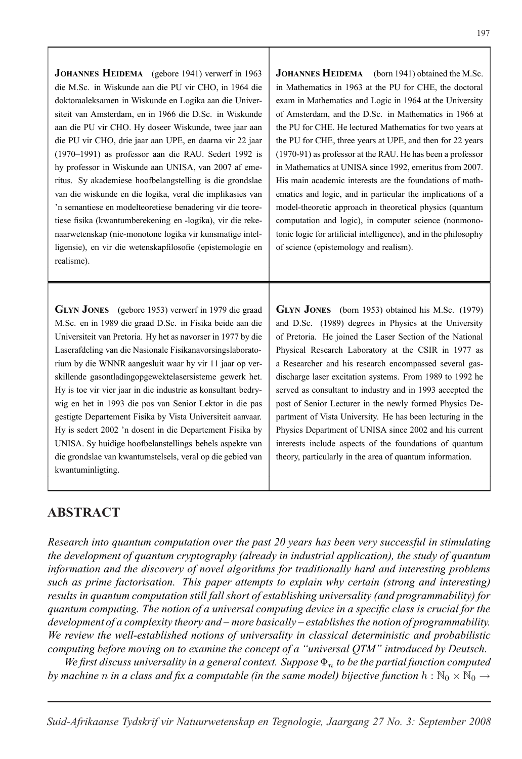**Johannes Heidema** (gebore 1941) verwerf in 1963 die M.Sc. in Wiskunde aan die PU vir CHO, in 1964 die doktoraaleksamen in Wiskunde en Logika aan die Universiteit van Amsterdam, en in 1966 die D.Sc. in Wiskunde aan die PU vir CHO. Hy doseer Wiskunde, twee jaar aan die PU vir CHO, drie jaar aan UPE, en daarna vir 22 jaar (1970–1991) as professor aan die RAU. Sedert 1992 is hy professor in Wiskunde aan UNISA, van 2007 af emeritus. Sy akademiese hoofbelangstelling is die grondslae van die wiskunde en die logika, veral die implikasies van 'n semantiese en modelteoretiese benadering vir die teoretiese fisika (kwantumberekening en -logika), vir die rekenaarwetenskap (nie-monotone logika vir kunsmatige intelligensie), en vir die wetenskapfilosofie (epistemologie en realisme).

**Johannes Heidema** (born 1941) obtained the M.Sc. in Mathematics in 1963 at the PU for CHE, the doctoral exam in Mathematics and Logic in 1964 at the University of Amsterdam, and the D.Sc. in Mathematics in 1966 at the PU for CHE. He lectured Mathematics for two years at the PU for CHE, three years at UPE, and then for 22 years (1970-91) as professor at the RAU. He has been a professor in Mathematics at UNISA since 1992, emeritus from 2007. His main academic interests are the foundations of mathematics and logic, and in particular the implications of a model-theoretic approach in theoretical physics (quantum computation and logic), in computer science (nonmonotonic logic for artificial intelligence), and in the philosophy of science (epistemology and realism).

**Glyn Jones** (gebore 1953) verwerf in 1979 die graad M.Sc. en in 1989 die graad D.Sc. in Fisika beide aan die Universiteit van Pretoria. Hy het as navorser in 1977 by die Laserafdeling van die Nasionale Fisikanavorsingslaboratorium by die WNNR aangesluit waar hy vir 11 jaar op verskillende gasontladingopgewektelasersisteme gewerk het. Hy is toe vir vier jaar in die industrie as konsultant bedrywig en het in 1993 die pos van Senior Lektor in die pas gestigte Departement Fisika by Vista Universiteit aanvaar. Hy is sedert 2002 'n dosent in die Departement Fisika by UNISA. Sy huidige hoofbelanstellings behels aspekte van die grondslae van kwantumstelsels, veral op die gebied van kwantuminligting.

**Glyn Jones** (born 1953) obtained his M.Sc. (1979) and D.Sc. (1989) degrees in Physics at the University of Pretoria. He joined the Laser Section of the National Physical Research Laboratory at the CSIR in 1977 as a Researcher and his research encompassed several gas-discharge laser excitation systems. From 1989 to 1992 he served as consultant to industry and in 1993 accepted the post of Senior Lecturer in the newly formed Physics Department of Vista University. He has been lecturing in the Physics Department of UNISA since 2002 and his current interests include aspects of the foundations of quantum theory, particularly in the area of quantum information.

## ABSTRACT

*Research into quantum computation over the past 20 years has been very successful in stimulating the development of quantum cryptography (already in industrial application), the study of quantum information and the discovery of novel algorithms for traditionally hard and interesting problems such as prime factorisation. This paper attempts to explain why certain (strong and interesting) results in quantum computation still fall short of establishing universality (and programmability) for quantum computing. The notion of a universal computing device in a specific class is crucial for the development of a complexity theory and – more basically – establishes the notion of programmability. We review the well-established notions of universality in classical deterministic and probabilistic computing before moving on to examine the concept of a "universal QTM" introduced by Deutsch.*

*We first discuss universality in a general context. Suppose $\Phi_n$ to be the partial function computed by machine $n$ in a class and fix a computable (in the same model) bijective function $h : \mathbb{N}_0 \times \mathbb{N}_0 \rightarrow$*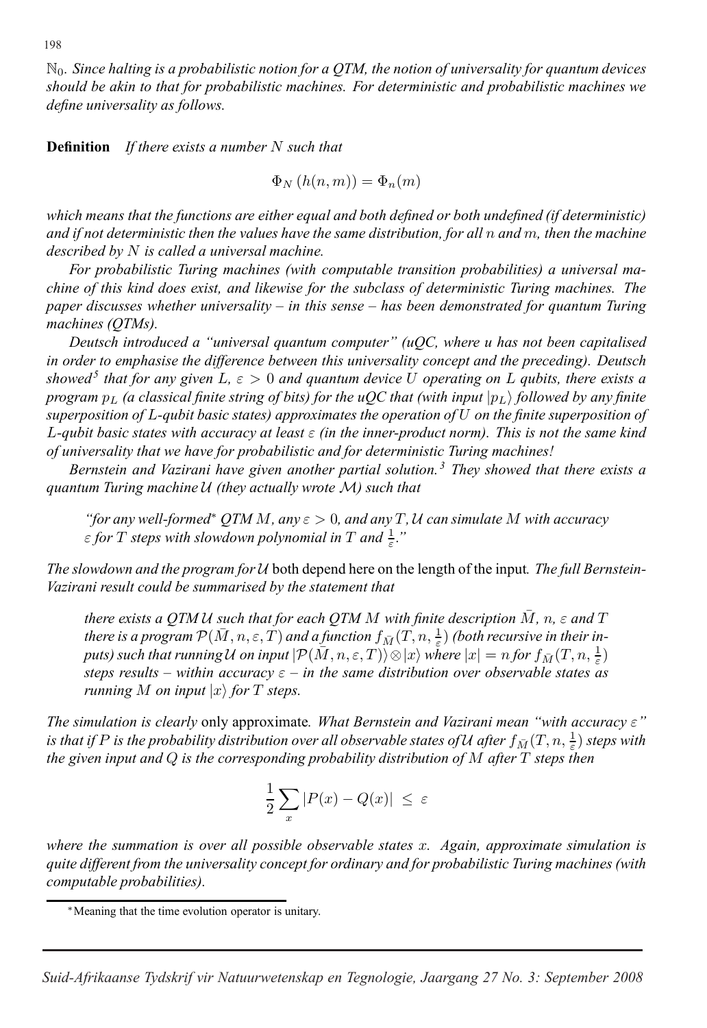$\mathbb{N}_0$. *Since halting is a probabilistic notion for a QTM, the notion of universality for quantum devices should be akin to that for probabilistic machines. For deterministic and probabilistic machines we define universality as follows.*

**Definition** *If there exists a number $N$ such that*

$$\Phi_N\left(h(n,m)\right) = \Phi_n(m)$$

*which means that the functions are either equal and both defined or both undefined (if deterministic) and if not deterministic then the values have the same distribution, for all $n$ and $m$, then the machine described by $N$ is called a universal machine.*

*For probabilistic Turing machines (with computable transition probabilities) a universal machine of this kind does exist, and likewise for the subclass of deterministic Turing machines. The paper discusses whether universality – in this sense – has been demonstrated for quantum Turing machines (QTMs).*

*Deutsch introduced a "universal quantum computer" (uQC, where u has not been capitalised in order to emphasise the difference between this universality concept and the preceding). Deutsch showed[5] that for any given $L$, $\varepsilon > 0$ and quantum device $U$ operating on $L$ qubits, there exists a program $p_L$ (a classical finite string of bits) for the uQC that (with input $|p_L\rangle$ followed by any finite superposition of $L$-qubit basic states) approximates the operation of $U$ on the finite superposition of $L$-qubit basic states with accuracy at least $\varepsilon$ (in the inner-product norm). This is not the same kind of universality that we have for probabilistic and for deterministic Turing machines!*

*Bernstein and Vazirani have given another partial solution.[3] They showed that there exists a quantum Turing machine $\mathcal{U}$ (they actually wrote $\mathcal{M}$) such that*

> *"for any well-formed* [*] *QTM $M$, any $\varepsilon > 0$, and any $T$, $\mathcal{U}$ can simulate $M$ with accuracy $\varepsilon$ for $T$ steps with slowdown polynomial in $T$ and $\frac{1}{\varepsilon}$."*

*The slowdown and the program for $\mathcal{U}$* both depend here on the length of the input*. The full Bernstein-Vazirani result could be summarised by the statement that*

> *there exists a QTM $\mathcal{U}$ such that for each QTM $M$ with finite description $\bar{M}$, $n$, $\varepsilon$ and $T$ there is a program $\mathcal{P}(\bar{M}, n, \varepsilon, T)$ and a function $f_{\bar{M}}(T, n, \frac{1}{\varepsilon})$ (both recursive in their inputs) such that running $\mathcal{U}$ on input $|\mathcal{P}(\bar{M}, n, \varepsilon, T)\rangle \otimes |x\rangle$ where $|x| = n$ for $f_{\bar{M}}(T, n, \frac{1}{\varepsilon})$ steps results – within accuracy $\varepsilon$ – in the same distribution over observable states as running $M$ on input $|x\rangle$ for $T$ steps.*

*The simulation is clearly* only approximate*. What Bernstein and Vazirani mean "with accuracy $\varepsilon$" is that if $P$ is the probability distribution over all observable states of $\mathcal{U}$ after $f_{\bar{M}}(T, n, \frac{1}{\varepsilon})$ steps with the given input and $Q$ is the corresponding probability distribution of $M$ after $T$ steps then*

$$\frac{1}{2}\sum_x |P(x) - Q(x)| \;\leq\; \varepsilon$$

*where the summation is over all possible observable states $x$. Again, approximate simulation is quite different from the universality concept for ordinary and for probabilistic Turing machines (with computable probabilities).*

[*] Meaning that the time evolution operator is unitary.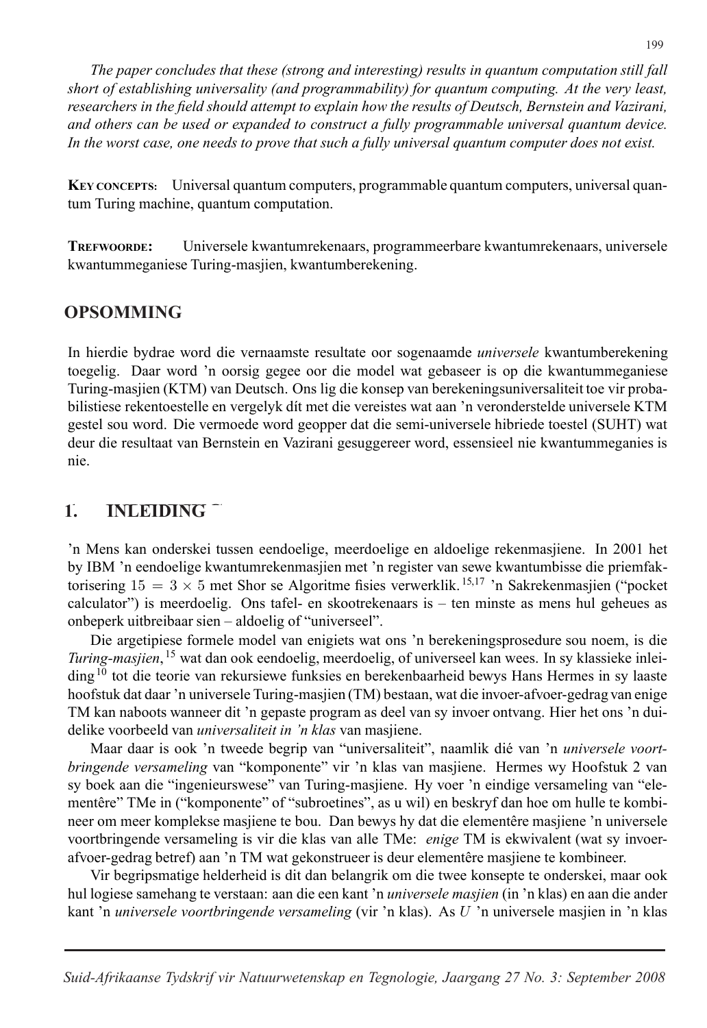*The paper concludes that these (strong and interesting) results in quantum computation still fall short of establishing universality (and programmability) for quantum computing. At the very least, researchers in the field should attempt to explain how the results of Deutsch, Bernstein and Vazirani, and others can be used or expanded to construct a fully programmable universal quantum device. In the worst case, one needs to prove that such a fully universal quantum computer does not exist.*

**Key concepts:** Universal quantum computers, programmable quantum computers, universal quantum Turing machine, quantum computation.

**Trefwoorde:** Universele kwantumrekenaars, programmeerbare kwantumrekenaars, universele kwantummeganiese Turing-masjien, kwantumberekening.

## OPSOMMING

In hierdie bydrae word die vernaamste resultate oor sogenaamde *universele* kwantumberekening toegelig. Daar word 'n oorsig gegee oor die model wat gebaseer is op die kwantummeganiese Turing-masjien (KTM) van Deutsch. Ons lig die konsep van berekeningsuniversaliteit toe vir probabilistiese rekentoestelle en vergelyk dít met die vereistes wat aan 'n veronderstelde universele KTM gestel sou word. Die vermoede word geopper dat die semi-universele hibriede toestel (SUHT) wat deur die resultaat van Bernstein en Vazirani gesuggereer word, essensieel nie kwantummeganies is nie.

## 1. INLEIDING

'n Mens kan onderskei tussen eendoelige, meerdoelige en aldoelige rekenmasjiene. In 2001 het by IBM 'n eendoelige kwantumrekenmasjien met 'n register van sewe kwantumbisse die priemfaktorisering $15 = 3 \times 5$ met Shor se Algoritme fisies verwerklik.[15,17] 'n Sakrekenmasjien ("pocket calculator") is meerdoelig. Ons tafel- en skootrekenaars is – ten minste as mens hul geheues as onbeperk uitbreibaar sien – aldoelig of "universeel".

Die argetipiese formele model van enigiets wat ons 'n berekeningsprosedure sou noem, is die *Turing-masjien*,[15] wat dan ook eendoelig, meerdoelig, of universeel kan wees. In sy klassieke inleiding[10] tot die teorie van rekursiewe funksies en berekenbaarheid bewys Hans Hermes in sy laaste hoofstuk dat daar 'n universele Turing-masjien (TM) bestaan, wat die invoer-afvoer-gedrag van enige TM kan naboots wanneer dit 'n gepaste program as deel van sy invoer ontvang. Hier het ons 'n duidelike voorbeeld van *universaliteit in 'n klas* van masjiene.

Maar daar is ook 'n tweede begrip van "universaliteit", naamlik dié van 'n *universele voortbringende versameling* van "komponente" vir 'n klas van masjiene. Hermes wy Hoofstuk 2 van sy boek aan die "ingenieurswese" van Turing-masjiene. Hy voer 'n eindige versameling van "elementêre" TMe in ("komponente" of "subroetines", as u wil) en beskryf dan hoe om hulle te kombineer om meer komplekse masjiene te bou. Dan bewys hy dat die elementêre masjiene 'n universele voortbringende versameling is vir die klas van alle TMe: *enige* TM is ekwivalent (wat sy invoer-afvoer-gedrag betref) aan 'n TM wat gekonstrueer is deur elementêre masjiene te kombineer.

Vir begripsmatige helderheid is dit dan belangrik om die twee konsepte te onderskei, maar ook hul logiese samehang te verstaan: aan die een kant 'n *universele masjien* (in 'n klas) en aan die ander kant 'n *universele voortbringende versameling* (vir 'n klas). As $U$ 'n universele masjien in 'n klas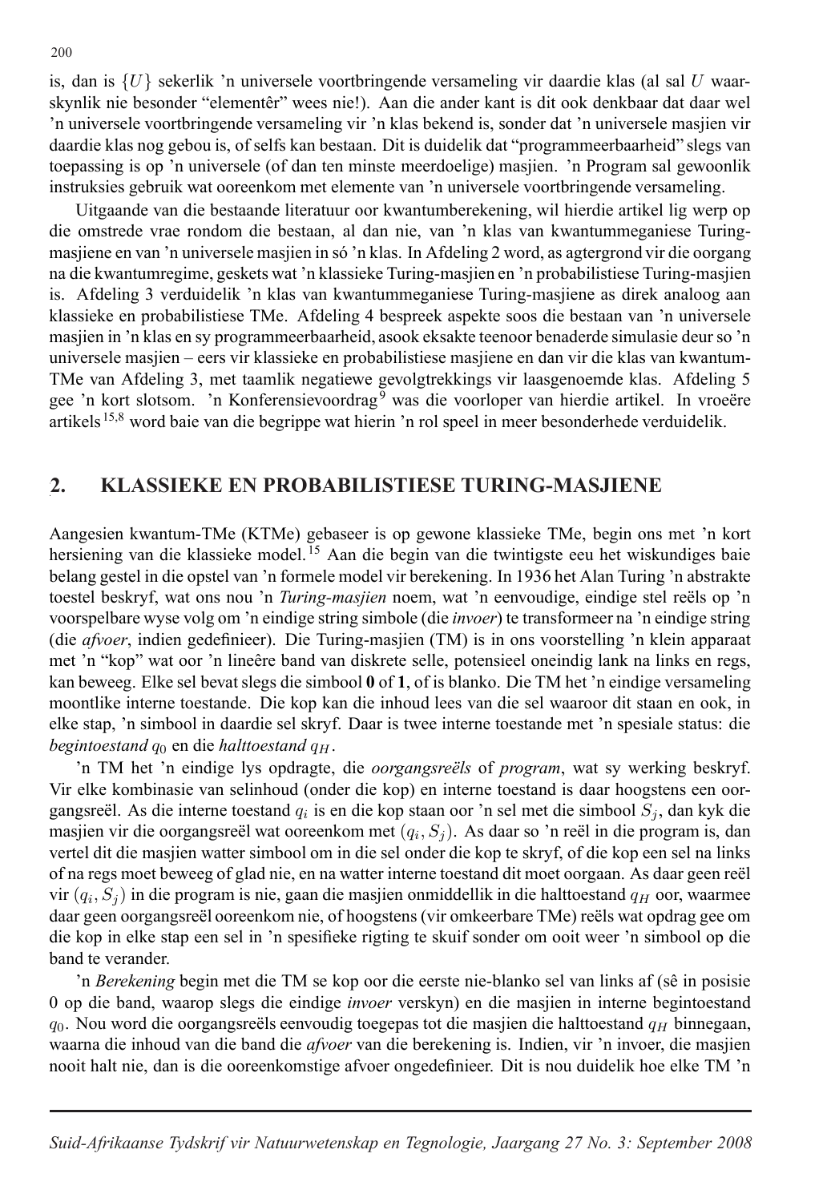is, dan is $\{U\}$ sekerlik 'n universele voortbringende versameling vir daardie klas (al sal $U$ waarskynlik nie besonder "elementêr" wees nie!). Aan die ander kant is dit ook denkbaar dat daar wel 'n universele voortbringende versameling vir 'n klas bekend is, sonder dat 'n universele masjien vir daardie klas nog gebou is, of selfs kan bestaan. Dit is duidelik dat "programmeerbaarheid" slegs van toepassing is op 'n universele (of dan ten minste meerdoelige) masjien. 'n Program sal gewoonlik instruksies gebruik wat ooreenkom met elemente van 'n universele voortbringende versameling.

Uitgaande van die bestaande literatuur oor kwantumberekening, wil hierdie artikel lig werp op die omstrede vrae rondom die bestaan, al dan nie, van 'n klas van kwantummeganiese Turing-masjiene en van 'n universele masjien in só 'n klas. In Afdeling 2 word, as agtergrond vir die oorgang na die kwantumregime, geskets wat 'n klassieke Turing-masjien en 'n probabilistiese Turing-masjien is. Afdeling 3 verduidelik 'n klas van kwantummeganiese Turing-masjiene as direk analoog aan klassieke en probabilistiese TMe. Afdeling 4 bespreek aspekte soos die bestaan van 'n universele masjien in 'n klas en sy programmeerbaarheid, asook eksakte teenoor benaderde simulasie deur so 'n universele masjien – eers vir klassieke en probabilistiese masjiene en dan vir die klas van kwantum-TMe van Afdeling 3, met taamlik negatiewe gevolgtrekkings vir laasgenoemde klas. Afdeling 5 gee 'n kort slotsom. 'n Konferensievoordrag[9] was die voorloper van hierdie artikel. In vroeëre artikels[15,8] word baie van die begrippe wat hierin 'n rol speel in meer besonderhede verduidelik.

## 2. KLASSIEKE EN PROBABILISTIESE TURING-MASJIENE

Aangesien kwantum-TMe (KTMe) gebaseer is op gewone klassieke TMe, begin ons met 'n kort hersiening van die klassieke model.[15] Aan die begin van die twintigste eeu het wiskundiges baie belang gestel in die opstel van 'n formele model vir berekening. In 1936 het Alan Turing 'n abstrakte toestel beskryf, wat ons nou 'n *Turing-masjien* noem, wat 'n eenvoudige, eindige stel reëls op 'n voorspelbare wyse volg om 'n eindige string simbole (die *invoer*) te transformeer na 'n eindige string (die *afvoer*, indien gedefinieer). Die Turing-masjien (TM) is in ons voorstelling 'n klein apparaat met 'n "kop" wat oor 'n lineêre band van diskrete selle, potensieel oneindig lank na links en regs, kan beweeg. Elke sel bevat slegs die simbool **0** of **1**, of is blanko. Die TM het 'n eindige versameling moontlike interne toestande. Die kop kan die inhoud lees van die sel waaroor dit staan en ook, in elke stap, 'n simbool in daardie sel skryf. Daar is twee interne toestande met 'n spesiale status: die *begintoestand* $q_0$ en die *halttoestand* $q_H$.

'n TM het 'n eindige lys opdragte, die *oorgangsreëls* of *program*, wat sy werking beskryf. Vir elke kombinasie van selinhoud (onder die kop) en interne toestand is daar hoogstens een oorgangsreël. As die interne toestand $q_i$ is en die kop staan oor 'n sel met die simbool $S_j$, dan kyk die masjien vir die oorgangsreël wat ooreenkom met $(q_i, S_j)$. As daar so 'n reël in die program is, dan vertel dit die masjien watter simbool om in die sel onder die kop te skryf, of die kop een sel na links of na regs moet beweeg of glad nie, en na watter interne toestand dit moet oorgaan. As daar geen reël vir $(q_i, S_j)$ in die program is nie, gaan die masjien onmiddellik in die halttoestand $q_H$ oor, waarmee daar geen oorgangsreël ooreenkom nie, of hoogstens (vir omkeerbare TMe) reëls wat opdrag gee om die kop in elke stap een sel in 'n spesifieke rigting te skuif sonder om ooit weer 'n simbool op die band te verander.

'n *Berekening* begin met die TM se kop oor die eerste nie-blanko sel van links af (sê in posisie 0 op die band, waarop slegs die eindige *invoer* verskyn) en die masjien in interne begintoestand $q_0$. Nou word die oorgangsreëls eenvoudig toegepas tot die masjien die halttoestand $q_H$ binnegaan, waarna die inhoud van die band die *afvoer* van die berekening is. Indien, vir 'n invoer, die masjien nooit halt nie, dan is die ooreenkomstige afvoer ongedefinieer. Dit is nou duidelik hoe elke TM 'n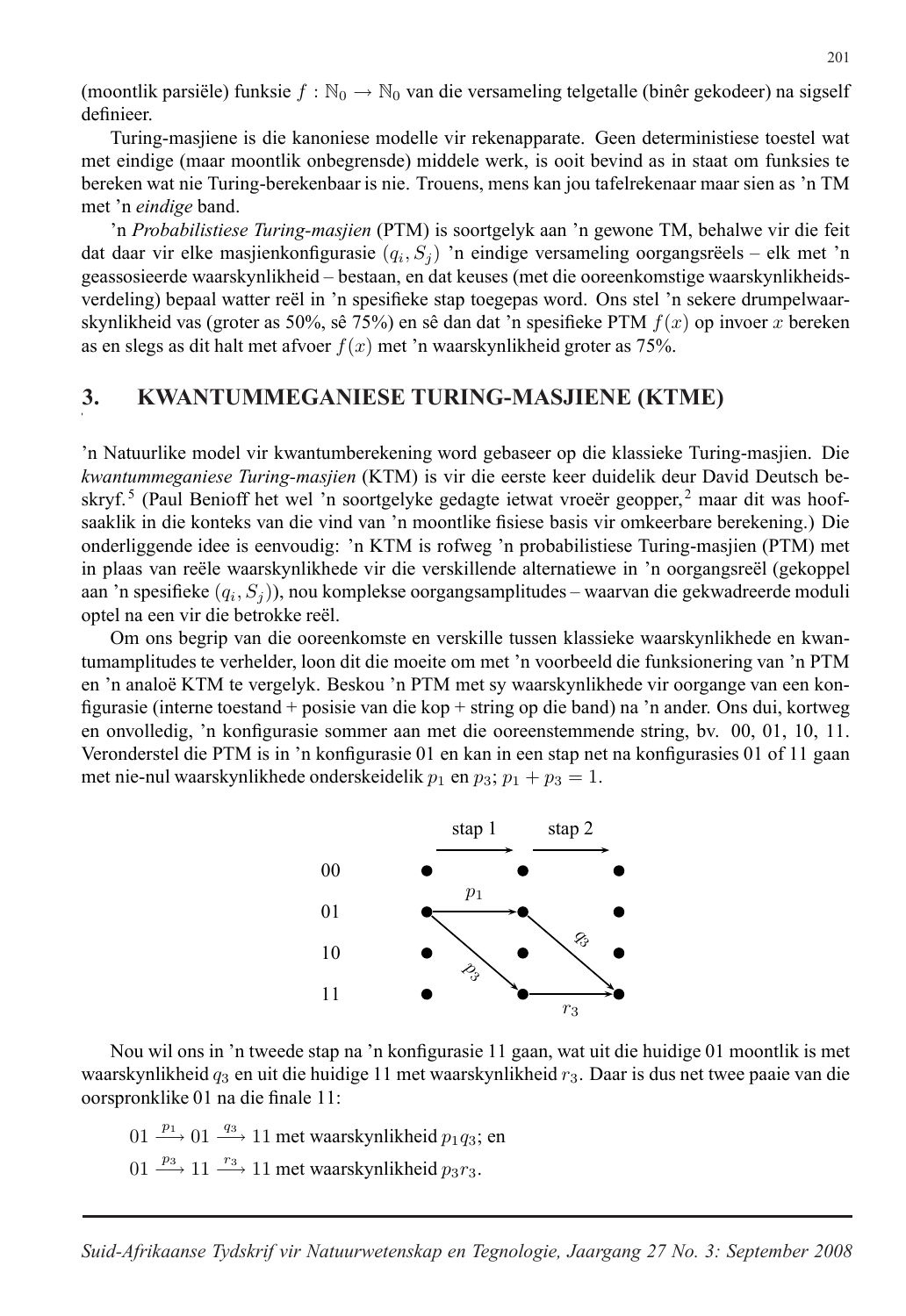(moontlik parsiële) funksie $f : \mathbb{N}_0 \to \mathbb{N}_0$ van die versameling telgetalle (binêr gekodeer) na sigself definieer.

Turing-masjiene is die kanoniese modelle vir rekenapparate. Geen deterministiese toestel wat met eindige (maar moontlik onbegrensde) middele werk, is ooit bevind as in staat om funksies te bereken wat nie Turing-berekenbaar is nie. Trouens, mens kan jou tafelrekenaar maar sien as 'n TM met 'n *eindige* band.

'n *Probabilistiese Turing-masjien* (PTM) is soortgelyk aan 'n gewone TM, behalwe vir die feit dat daar vir elke masjienkonfigurasie $(q_i, S_j)$ 'n eindige versameling oorgangsreëls – elk met 'n geassosieerde waarskynlikheid – bestaan, en dat keuses (met die ooreenkomstige waarskynlikheidsverdeling) bepaal watter reël in 'n spesifieke stap toegepas word. Ons stel 'n sekere drumpelwaarskynlikheid vas (groter as 50%, sê 75%) en sê dan dat 'n spesifieke PTM $f(x)$ op invoer $x$ bereken as en slegs as dit halt met afvoer $f(x)$ met 'n waarskynlikheid groter as 75%.

## 3. KWANTUMMEGANIESE TURING-MASJIENE (KTME)

'n Natuurlike model vir kwantumberekening word gebaseer op die klassieke Turing-masjien. Die *kwantummeganiese Turing-masjien* (KTM) is vir die eerste keer duidelik deur David Deutsch beskryf.[5] (Paul Benioff het wel 'n soortgelyke gedagte ietwat vroeër geopper,[2] maar dit was hoofsaaklik in die konteks van die vind van 'n moontlike fisiese basis vir omkeerbare berekening.) Die onderliggende idee is eenvoudig: 'n KTM is rofweg 'n probabilistiese Turing-masjien (PTM) met in plaas van reële waarskynlikhede vir die verskillende alternatiewe in 'n oorgangsreël (gekoppel aan 'n spesifieke $(q_i, S_j)$), nou komplekse oorgangsamplitudes – waarvan die gekwadreerde moduli optel na een vir die betrokke reël.

Om ons begrip van die ooreenkomste en verskille tussen klassieke waarskynlikhede en kwantumamplitudes te verhelder, loon dit die moeite om met 'n voorbeeld die funksionering van 'n PTM en 'n analoë KTM te vergelyk. Beskou 'n PTM met sy waarskynlikhede vir oorgange van een konfigurasie (interne toestand + posisie van die kop + string op die band) na 'n ander. Ons dui, kortweg en onvolledig, 'n konfigurasie sommer aan met die ooreenstemmende string, bv. 00, 01, 10, 11. Veronderstel die PTM is in 'n konfigurasie 01 en kan in een stap net na konfigurasies 01 of 11 gaan met nie-nul waarskynlikhede onderskeidelik $p_1$ en $p_3$; $p_1 + p_3 = 1$.

Nou wil ons in 'n tweede stap na 'n konfigurasie 11 gaan, wat uit die huidige 01 moontlik is met waarskynlikheid $q_3$ en uit die huidige 11 met waarskynlikheid $r_3$. Daar is dus net twee paaie van die oorspronklike 01 na die finale 11:

$01 \xrightarrow{p_1} 01 \xrightarrow{q_3} 11$ met waarskynlikheid $p_1 q_3$; en

$01 \xrightarrow{p_3} 11 \xrightarrow{r_3} 11$ met waarskynlikheid $p_3 r_3$.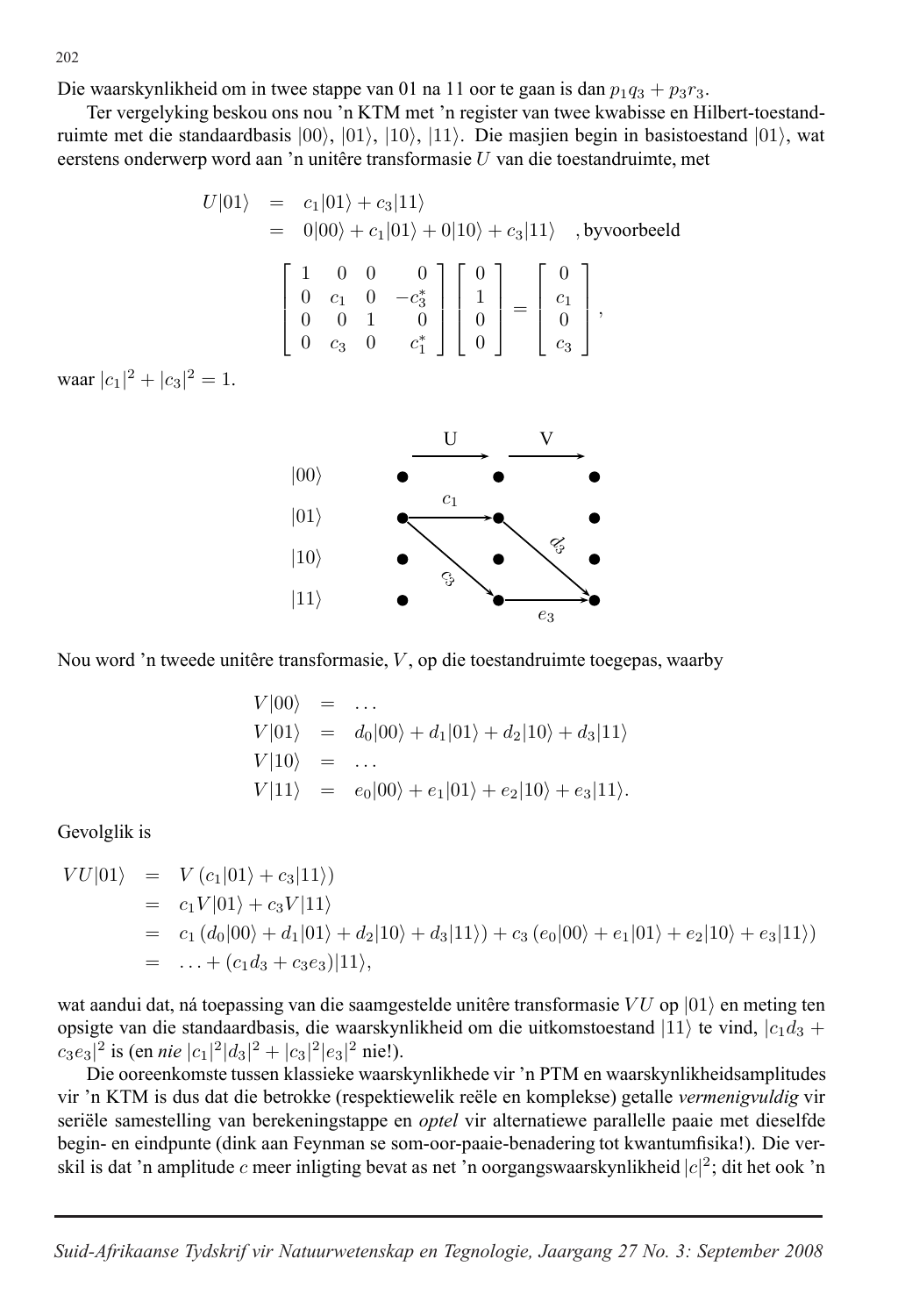Die waarskynlikheid om in twee stappe van 01 na 11 oor te gaan is dan $p_1 q_3 + p_3 r_3$.

Ter vergelyking beskou ons nou 'n KTM met 'n register van twee kwabisse en Hilbert-toestandruimte met die standaardbasis $|00\rangle$, $|01\rangle$, $|10\rangle$, $|11\rangle$. Die masjien begin in basistoestand $|01\rangle$, wat eerstens onderwerp word aan 'n unitêre transformasie $U$ van die toestandruimte, met

$$
\begin{aligned}
U|01\rangle &= c_1|01\rangle + c_3|11\rangle \\
&= 0|00\rangle + c_1|01\rangle + 0|10\rangle + c_3|11\rangle \quad \text{, byvoorbeeld}
\end{aligned}
$$

$$
\begin{bmatrix} 1 & 0 & 0 & 0 \\ 0 & c_1 & 0 & -c_3^* \\ 0 & 0 & 1 & 0 \\ 0 & c_3 & 0 & c_1^* \end{bmatrix} \begin{bmatrix} 0 \\ 1 \\ 0 \\ 0 \end{bmatrix} = \begin{bmatrix} 0 \\ c_1 \\ 0 \\ c_3 \end{bmatrix},
$$

waar $|c_1|^2 + |c_3|^2 = 1$.

Nou word 'n tweede unitêre transformasie, $V$, op die toestandruimte toegepas, waarby

$$
\begin{aligned}
V|00\rangle &= \ldots \\
V|01\rangle &= d_0|00\rangle + d_1|01\rangle + d_2|10\rangle + d_3|11\rangle \\
V|10\rangle &= \ldots \\
V|11\rangle &= e_0|00\rangle + e_1|01\rangle + e_2|10\rangle + e_3|11\rangle.
\end{aligned}
$$

Gevolglik is

$$
\begin{aligned}
VU|01\rangle &= V\left(c_1|01\rangle + c_3|11\rangle\right) \\
&= c_1 V|01\rangle + c_3 V|11\rangle \\
&= c_1\left(d_0|00\rangle + d_1|01\rangle + d_2|10\rangle + d_3|11\rangle\right) + c_3\left(e_0|00\rangle + e_1|01\rangle + e_2|10\rangle + e_3|11\rangle\right) \\
&= \ldots + (c_1 d_3 + c_3 e_3)|11\rangle,
\end{aligned}
$$

wat aandui dat, ná toepassing van die saamgestelde unitêre transformasie $VU$ op $|01\rangle$ en meting ten opsigte van die standaardbasis, die waarskynlikheid om die uitkomstoestand $|11\rangle$ te vind, $|c_1 d_3 + c_3 e_3|^2$ is (en *nie* $|c_1|^2|d_3|^2 + |c_3|^2|e_3|^2$ nie!).

Die ooreenkomste tussen klassieke waarskynlikhede vir 'n PTM en waarskynlikheidsamplitudes vir 'n KTM is dus dat die betrokke (respektiewelik reële en komplekse) getalle *vermenigvuldig* vir seriële samestelling van berekeningstappe en *optel* vir alternatiewe parallelle paaie met dieselfde begin- en eindpunte (dink aan Feynman se som-oor-paaie-benadering tot kwantumfisika!). Die verskil is dat 'n amplitude $c$ meer inligting bevat as net 'n oorgangswaarskynlikheid $|c|^2$; dit het ook 'n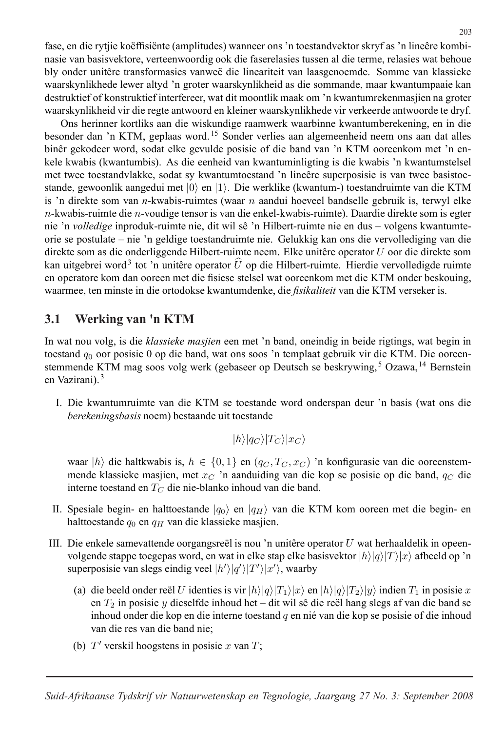fase, en die rytjie koëffisiënte (amplitudes) wanneer ons 'n toestandvektor skryf as 'n lineêre kombinasie van basisvektore, verteenwoordig ook die faserelasies tussen al die terme, relasies wat behoue bly onder unitêre transformasies vanweë die lineariteit van laasgenoemde. Somme van klassieke waarskynlikhede lewer altyd 'n groter waarskynlikheid as die sommande, maar kwantumpaaie kan destruktief of konstruktief interfereer, wat dit moontlik maak om 'n kwantumrekenmasjien na groter waarskynlikheid vir die regte antwoord en kleiner waarskynlikhede vir verkeerde antwoorde te dryf.

Ons herinner kortliks aan die wiskundige raamwerk waarbinne kwantumberekening, en in die besonder dan 'n KTM, geplaas word.[15] Sonder verlies aan algemeenheid neem ons aan dat alles binêr gekodeer word, sodat elke gevulde posisie of die band van 'n KTM ooreenkom met 'n enkele kwabis (kwantumbis). As die eenheid van kwantuminligting is die kwabis 'n kwantumstelsel met twee toestandvlakke, sodat sy kwantumtoestand 'n lineêre superposisie is van twee basistoestande, gewoonlik aangedui met $|0\rangle$ en $|1\rangle$. Die werklike (kwantum-) toestandruimte van die KTM is 'n direkte som van $n$-kwabis-ruimtes (waar $n$ aandui hoeveel bandselle gebruik is, terwyl elke $n$-kwabis-ruimte die $n$-voudige tensor is van die enkel-kwabis-ruimte). Daardie direkte som is egter nie 'n *volledige* inproduk-ruimte nie, dit wil sê 'n Hilbert-ruimte nie en dus – volgens kwantumteorie se postulate – nie 'n geldige toestandruimte nie. Gelukkig kan ons die vervollediging van die direkte som as die onderliggende Hilbert-ruimte neem. Elke unitêre operator $U$ oor die direkte som kan uitgebrei word[3] tot 'n unitêre operator $\widehat{U}$ op die Hilbert-ruimte. Hierdie vervolledigde ruimte en operatore kom dan ooreen met die fisiese stelsel wat ooreenkom met die KTM onder beskouing, waarmee, ten minste in die ortodokse kwantumdenke, die *fisikaliteit* van die KTM verseker is.

## 3.1 Werking van 'n KTM

In wat nou volg, is die *klassieke masjien* een met 'n band, oneindig in beide rigtings, wat begin in toestand $q_0$ oor posisie 0 op die band, wat ons soos 'n templaat gebruik vir die KTM. Die ooreenstemmende KTM mag soos volg werk (gebaseer op Deutsch se beskrywing,[5] Ozawa,[14] Bernstein en Vazirani).[3]

I. Die kwantumruimte van die KTM se toestande word onderspan deur 'n basis (wat ons die *berekeningsbasis* noem) bestaande uit toestande

$$|h\rangle|q_C\rangle|T_C\rangle|x_C\rangle$$

waar $|h\rangle$ die haltkwabis is, $h \in \{0, 1\}$ en $(q_C, T_C, x_C)$ 'n konfigurasie van die ooreenstemmende klassieke masjien, met $x_C$ 'n aanduiding van die kop se posisie op die band, $q_C$ die interne toestand en $T_C$ die nie-blanko inhoud van die band.

II. Spesiale begin- en halttoestande $|q_0\rangle$ en $|q_H\rangle$ van die KTM kom ooreen met die begin- en halttoestande $q_0$ en $q_H$ van die klassieke masjien.

III. Die enkele samevattende oorgangsreël is nou 'n unitêre operator $U$ wat herhaaldelik in opeenvolgende stappe toegepas word, en wat in elke stap elke basisvektor $|h\rangle|q\rangle|T\rangle|x\rangle$ afbeeld op 'n superposisie van slegs eindig veel $|h'\rangle|q'\rangle|T'\rangle|x'\rangle$, waarby

   (a) die beeld onder reël $U$ identies is vir $|h\rangle|q\rangle|T_1\rangle|x\rangle$ en $|h\rangle|q\rangle|T_2\rangle|y\rangle$ indien $T_1$ in posisie $x$ en $T_2$ in posisie $y$ dieselfde inhoud het – dit wil sê die reël hang slegs af van die band se inhoud onder die kop en die interne toestand $q$ en nié van die kop se posisie of die inhoud van die res van die band nie;

   (b) $T'$ verskil hoogstens in posisie $x$ van $T$;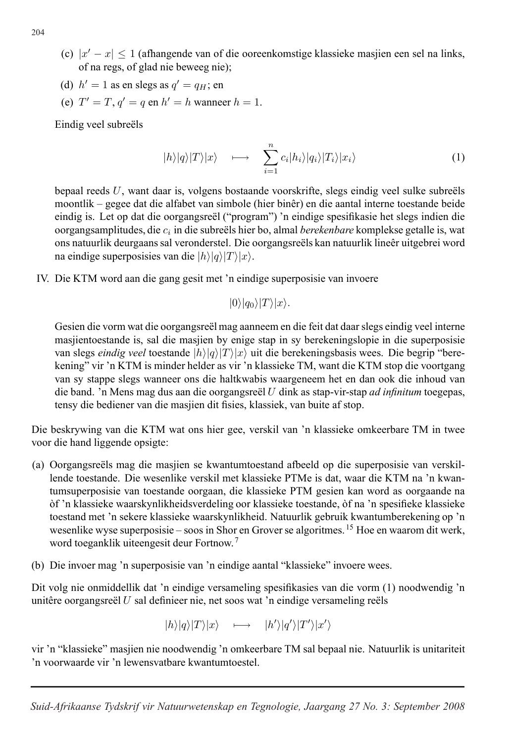(c) $|x' - x| \leq 1$ (afhangende van of die ooreenkomstige klassieke masjien een sel na links, of na regs, of glad nie beweeg nie);

(d) $h' = 1$ as en slegs as $q' = q_H$; en

(e) $T' = T$, $q' = q$ en $h' = h$ wanneer $h = 1$.

Eindig veel subreëls

$$|h\rangle|q\rangle|T\rangle|x\rangle \quad \longmapsto \quad \sum_{i=1}^{n} c_i|h_i\rangle|q_i\rangle|T_i\rangle|x_i\rangle \tag{1}$$

bepaal reeds $U$, want daar is, volgens bostaande voorskrifte, slegs eindig veel sulke subreëls moontlik – gegee dat die alfabet van simbole (hier binêr) en die aantal interne toestande beide eindig is. Let op dat die oorgangsreël ("program") 'n eindige spesifikasie het slegs indien die oorgangsamplitudes, die $c_i$ in die subreëls hier bo, almal *berekenbare* komplekse getalle is, wat ons natuurlik deurgaans sal veronderstel. Die oorgangsreëls kan natuurlik lineêr uitgebrei word na eindige superposisies van die $|h\rangle|q\rangle|T\rangle|x\rangle$.

IV. Die KTM word aan die gang gesit met 'n eindige superposisie van invoere

$$|0\rangle|q_0\rangle|T\rangle|x\rangle.$$

Gesien die vorm wat die oorgangsreël mag aanneem en die feit dat daar slegs eindig veel interne masjientoestande is, sal die masjien by enige stap in sy berekeningslopie in die superposisie van slegs *eindig veel* toestande $|h\rangle|q\rangle|T\rangle|x\rangle$ uit die berekeningsbasis wees. Die begrip "berekening" vir 'n KTM is minder helder as vir 'n klassieke TM, want die KTM stop die voortgang van sy stappe slegs wanneer ons die haltkwabis waargeneem het en dan ook die inhoud van die band. 'n Mens mag dus aan die oorgangsreël $U$ dink as stap-vir-stap *ad infinitum* toegepas, tensy die bediener van die masjien dit fisies, klassiek, van buite af stop.

Die beskrywing van die KTM wat ons hier gee, verskil van 'n klassieke omkeerbare TM in twee voor die hand liggende opsigte:

(a) Oorgangsreëls mag die masjien se kwantumtoestand afbeeld op die superposisie van verskillende toestande. Die wesenlike verskil met klassieke PTMe is dat, waar die KTM na 'n kwantumsuperposisie van toestande oorgaan, die klassieke PTM gesien kan word as oorgaande na òf 'n klassieke waarskynlikheidsverdeling oor klassieke toestande, òf na 'n spesifieke klassieke toestand met 'n sekere klassieke waarskynlikheid. Natuurlik gebruik kwantumberekening op 'n wesenlike wyse superposisie – soos in Shor en Grover se algoritmes.[15] Hoe en waarom dit werk, word toeganklik uiteengesit deur Fortnow.[7]

(b) Die invoer mag 'n superposisie van 'n eindige aantal "klassieke" invoere wees.

Dit volg nie onmiddellik dat 'n eindige versameling spesifikasies van die vorm (1) noodwendig 'n unitêre oorgangsreël $U$ sal definieer nie, net soos wat 'n eindige versameling reëls

$$|h\rangle|q\rangle|T\rangle|x\rangle \quad \longmapsto \quad |h'\rangle|q'\rangle|T'\rangle|x'\rangle$$

vir 'n "klassieke" masjien nie noodwendig 'n omkeerbare TM sal bepaal nie. Natuurlik is unitariteit 'n voorwaarde vir 'n lewensvatbare kwantumtoestel.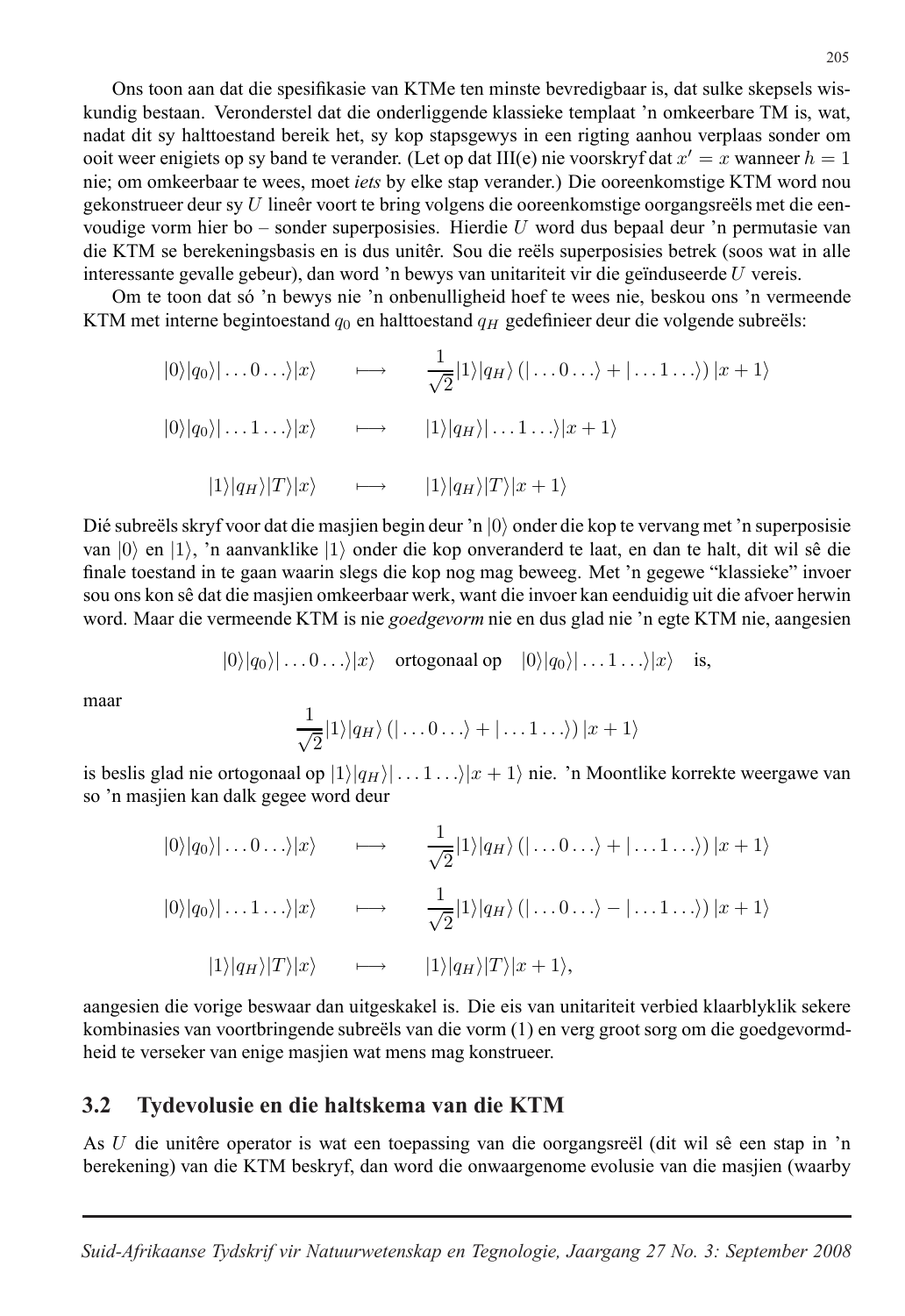Ons toon aan dat die spesifikasie van KTMe ten minste bevredigbaar is, dat sulke skepsels wiskundig bestaan. Veronderstel dat die onderliggende klassieke templaat 'n omkeerbare TM is, wat, nadat dit sy halttoestand bereik het, sy kop stapsgewys in een rigting aanhou verplaas sonder om ooit weer enigiets op sy band te verander. (Let op dat III(e) nie voorskryf dat $x' = x$ wanneer $h = 1$ nie; om omkeerbaar te wees, moet *iets* by elke stap verander.) Die ooreenkomstige KTM word nou gekonstrueer deur sy $U$ lineêr voort te bring volgens die ooreenkomstige oorgangsreëls met die eenvoudige vorm hier bo – sonder superposisies. Hierdie $U$ word dus bepaal deur 'n permutasie van die KTM se berekeningsbasis en is dus unitêr. Sou die reëls superposisies betrek (soos wat in alle interessante gevalle gebeur), dan word 'n bewys van unitariteit vir die geïnduseerde $U$ vereis.

Om te toon dat só 'n bewys nie 'n onbenulligheid hoef te wees nie, beskou ons 'n vermeende KTM met interne begintoestand $q_0$ en halttoestand $q_H$ gedefinieer deur die volgende subreëls:

$$|0\rangle|q_0\rangle|\ldots 0\ldots\rangle|x\rangle \quad\longmapsto\quad \frac{1}{\sqrt{2}}|1\rangle|q_H\rangle\left(|\ldots 0\ldots\rangle + |\ldots 1\ldots\rangle\right)|x+1\rangle$$

$$|0\rangle|q_0\rangle|\ldots 1\ldots\rangle|x\rangle \quad\longmapsto\quad |1\rangle|q_H\rangle|\ldots 1\ldots\rangle|x+1\rangle$$

$$|1\rangle|q_H\rangle|T\rangle|x\rangle \quad\longmapsto\quad |1\rangle|q_H\rangle|T\rangle|x+1\rangle$$

Dié subreëls skryf voor dat die masjien begin deur 'n $|0\rangle$ onder die kop te vervang met 'n superposisie van $|0\rangle$ en $|1\rangle$, 'n aanvanklike $|1\rangle$ onder die kop onveranderd te laat, en dan te halt, dit wil sê die finale toestand in te gaan waarin slegs die kop nog mag beweeg. Met 'n gegewe "klassieke" invoer sou ons kon sê dat die masjien omkeerbaar werk, want die invoer kan eenduidig uit die afvoer herwin word. Maar die vermeende KTM is nie *goedgevorm* nie en dus glad nie 'n egte KTM nie, aangesien

$$|0\rangle|q_0\rangle|\ldots 0\ldots\rangle|x\rangle \quad \text{ortogonaal op} \quad |0\rangle|q_0\rangle|\ldots 1\ldots\rangle|x\rangle \quad \text{is,}$$

maar

$$\frac{1}{\sqrt{2}}|1\rangle|q_H\rangle\left(|\ldots 0\ldots\rangle + |\ldots 1\ldots\rangle\right)|x+1\rangle$$

is beslis glad nie ortogonaal op $|1\rangle|q_H\rangle|\ldots 1\ldots\rangle|x+1\rangle$ nie. 'n Moontlike korrekte weergawe van so 'n masjien kan dalk gegee word deur

$$|0\rangle|q_0\rangle|\ldots 0\ldots\rangle|x\rangle \quad\longmapsto\quad \frac{1}{\sqrt{2}}|1\rangle|q_H\rangle\left(|\ldots 0\ldots\rangle + |\ldots 1\ldots\rangle\right)|x+1\rangle$$

$$|0\rangle|q_0\rangle|\ldots 1\ldots\rangle|x\rangle \quad\longmapsto\quad \frac{1}{\sqrt{2}}|1\rangle|q_H\rangle\left(|\ldots 0\ldots\rangle - |\ldots 1\ldots\rangle\right)|x+1\rangle$$

$$|1\rangle|q_H\rangle|T\rangle|x\rangle \quad\longmapsto\quad |1\rangle|q_H\rangle|T\rangle|x+1\rangle,$$

aangesien die vorige beswaar dan uitgeskakel is. Die eis van unitariteit verbied klaarblyklik sekere kombinasies van voortbringende subreëls van die vorm (1) en verg groot sorg om die goedgevormdheid te verseker van enige masjien wat mens mag konstrueer.

## 3.2 Tydevolusie en die haltskema van die KTM

As $U$ die unitêre operator is wat een toepassing van die oorgangsreël (dit wil sê een stap in 'n berekening) van die KTM beskryf, dan word die onwaargenome evolusie van die masjien (waarby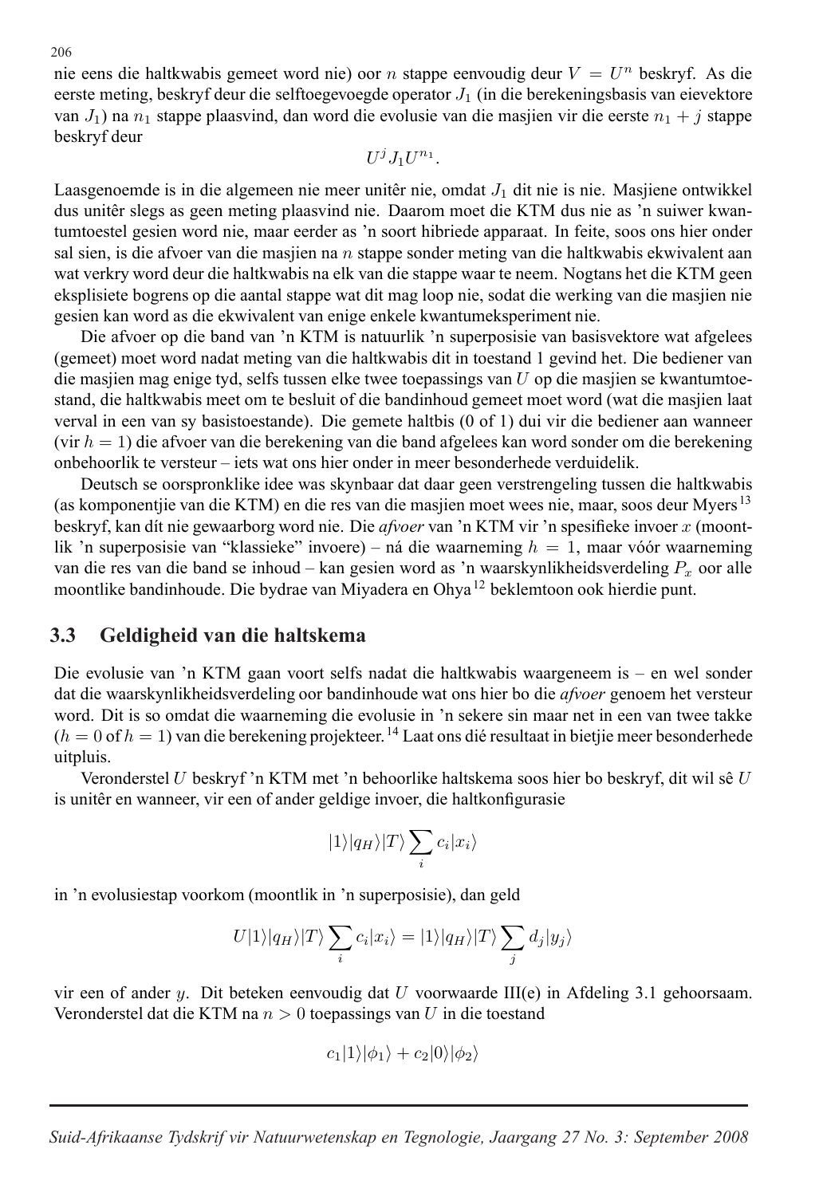nie eens die haltkwabis gemeet word nie) oor $n$ stappe eenvoudig deur $V = U^n$ beskryf. As die eerste meting, beskryf deur die selftoegevoegde operator $J_1$ (in die berekeningsbasis van eievektore van $J_1$) na $n_1$ stappe plaasvind, dan word die evolusie van die masjien vir die eerste $n_1 + j$ stappe beskryf deur

$$U^j J_1 U^{n_1}.$$

Laasgenoemde is in die algemeen nie meer unitêr nie, omdat $J_1$ dit nie is nie. Masjiene ontwikkel dus unitêr slegs as geen meting plaasvind nie. Daarom moet die KTM dus nie as 'n suiwer kwantumtoestel gesien word nie, maar eerder as 'n soort hibriede apparaat. In feite, soos ons hier onder sal sien, is die afvoer van die masjien na $n$ stappe sonder meting van die haltkwabis ekwivalent aan wat verkry word deur die haltkwabis na elk van die stappe waar te neem. Nogtans het die KTM geen eksplisiete bogrens op die aantal stappe wat dit mag loop nie, sodat die werking van die masjien nie gesien kan word as die ekwivalent van enige enkele kwantumeksperiment nie.

Die afvoer op die band van 'n KTM is natuurlik 'n superposisie van basisvektore wat afgelees (gemeet) moet word nadat meting van die haltkwabis dit in toestand 1 gevind het. Die bediener van die masjien mag enige tyd, selfs tussen elke twee toepassings van $U$ op die masjien se kwantumtoestand, die haltkwabis meet om te besluit of die bandinhoud gemeet moet word (wat die masjien laat verval in een van sy basistoestande). Die gemete haltbis (0 of 1) dui vir die bediener aan wanneer (vir $h = 1$) die afvoer van die berekening van die band afgelees kan word sonder om die berekening onbehoorlik te versteur – iets wat ons hier onder in meer besonderhede verduidelik.

Deutsch se oorspronklike idee was skynbaar dat daar geen verstrengeling tussen die haltkwabis (as komponentjie van die KTM) en die res van die masjien moet wees nie, maar, soos deur Myers[13] beskryf, kan dít nie gewaarborg word nie. Die *afvoer* van 'n KTM vir 'n spesifieke invoer $x$ (moontlik 'n superposisie van "klassieke" invoere) – ná die waarneming $h = 1$, maar vóór waarneming van die res van die band se inhoud – kan gesien word as 'n waarskynlikheidsverdeling $P_x$ oor alle moontlike bandinhoude. Die bydrae van Miyadera en Ohya[12] beklemtoon ook hierdie punt.

## 3.3 Geldigheid van die haltskema

Die evolusie van 'n KTM gaan voort selfs nadat die haltkwabis waargeneem is – en wel sonder dat die waarskynlikheidsverdeling oor bandinhoude wat ons hier bo die *afvoer* genoem het versteur word. Dit is so omdat die waarneming die evolusie in 'n sekere sin maar net in een van twee takke ($h = 0$ of $h = 1$) van die berekening projekteer.[14] Laat ons dié resultaat in bietjie meer besonderhede uitpluis.

Veronderstel $U$ beskryf 'n KTM met 'n behoorlike haltskema soos hier bo beskryf, dit wil sê $U$ is unitêr en wanneer, vir een of ander geldige invoer, die haltkonfigurasie

$$|1\rangle|q_H\rangle|T\rangle \sum_i c_i|x_i\rangle$$

in 'n evolusiestap voorkom (moontlik in 'n superposisie), dan geld

$$U|1\rangle|q_H\rangle|T\rangle \sum_i c_i|x_i\rangle = |1\rangle|q_H\rangle|T\rangle \sum_j d_j|y_j\rangle$$

vir een of ander $y$. Dit beteken eenvoudig dat $U$ voorwaarde III(e) in Afdeling 3.1 gehoorsaam. Veronderstel dat die KTM na $n > 0$ toepassings van $U$ in die toestand

$$c_1|1\rangle|\phi_1\rangle + c_2|0\rangle|\phi_2\rangle$$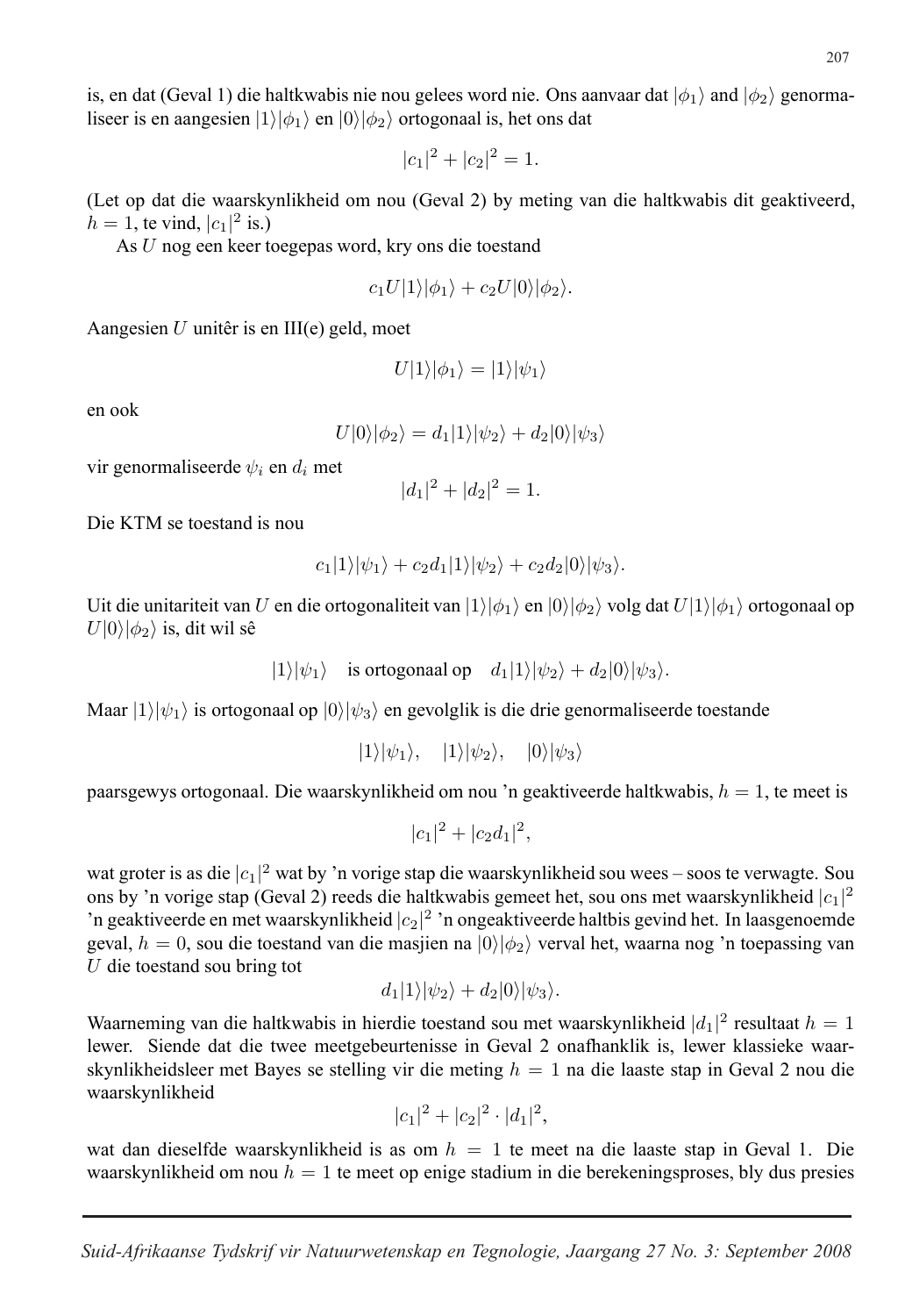is, en dat (Geval 1) die haltkwabis nie nou gelees word nie. Ons aanvaar dat $|\phi_1\rangle$ and $|\phi_2\rangle$ genormaliseer is en aangesien $|1\rangle|\phi_1\rangle$ en $|0\rangle|\phi_2\rangle$ ortogonaal is, het ons dat

$$|c_1|^2 + |c_2|^2 = 1.$$

(Let op dat die waarskynlikheid om nou (Geval 2) by meting van die haltkwabis dit geaktiveerd, $h = 1$, te vind, $|c_1|^2$ is.)

As $U$ nog een keer toegepas word, kry ons die toestand

$$c_1 U|1\rangle|\phi_1\rangle + c_2 U|0\rangle|\phi_2\rangle.$$

Aangesien $U$ unitêr is en III(e) geld, moet

$$U|1\rangle|\phi_1\rangle = |1\rangle|\psi_1\rangle$$

en ook

$$U|0\rangle|\phi_2\rangle = d_1|1\rangle|\psi_2\rangle + d_2|0\rangle|\psi_3\rangle$$

vir genormaliseerde $\psi_i$ en $d_i$ met

$$|d_1|^2 + |d_2|^2 = 1.$$

Die KTM se toestand is nou

$$c_1|1\rangle|\psi_1\rangle + c_2 d_1|1\rangle|\psi_2\rangle + c_2 d_2|0\rangle|\psi_3\rangle.$$

Uit die unitariteit van $U$ en die ortogonaliteit van $|1\rangle|\phi_1\rangle$ en $|0\rangle|\phi_2\rangle$ volg dat $U|1\rangle|\phi_1\rangle$ ortogonaal op $U|0\rangle|\phi_2\rangle$ is, dit wil sê

$$|1\rangle|\psi_1\rangle \quad \text{is ortogonaal op} \quad d_1|1\rangle|\psi_2\rangle + d_2|0\rangle|\psi_3\rangle.$$

Maar $|1\rangle|\psi_1\rangle$ is ortogonaal op $|0\rangle|\psi_3\rangle$ en gevolglik is die drie genormaliseerde toestande

$$|1\rangle|\psi_1\rangle, \quad |1\rangle|\psi_2\rangle, \quad |0\rangle|\psi_3\rangle$$

paarsgewys ortogonaal. Die waarskynlikheid om nou 'n geaktiveerde haltkwabis, $h = 1$, te meet is

$$|c_1|^2 + |c_2 d_1|^2,$$

wat groter is as die $|c_1|^2$ wat by 'n vorige stap die waarskynlikheid sou wees – soos te verwagte. Sou ons by 'n vorige stap (Geval 2) reeds die haltkwabis gemeet het, sou ons met waarskynlikheid $|c_1|^2$ 'n geaktiveerde en met waarskynlikheid $|c_2|^2$ 'n ongeaktiveerde haltbis gevind het. In laasgenoemde geval, $h = 0$, sou die toestand van die masjien na $|0\rangle|\phi_2\rangle$ verval het, waarna nog 'n toepassing van $U$ die toestand sou bring tot

$$d_1|1\rangle|\psi_2\rangle + d_2|0\rangle|\psi_3\rangle.$$

Waarneming van die haltkwabis in hierdie toestand sou met waarskynlikheid $|d_1|^2$ resultaat $h = 1$ lewer. Siende dat die twee meetgebeurtenisse in Geval 2 onafhanklik is, lewer klassieke waarskynlikheidsleer met Bayes se stelling vir die meting $h = 1$ na die laaste stap in Geval 2 nou die waarskynlikheid

$$|c_1|^2 + |c_2|^2 \cdot |d_1|^2,$$

wat dan dieselfde waarskynlikheid is as om $h = 1$ te meet na die laaste stap in Geval 1. Die waarskynlikheid om nou $h = 1$ te meet op enige stadium in die berekeningsproses, bly dus presies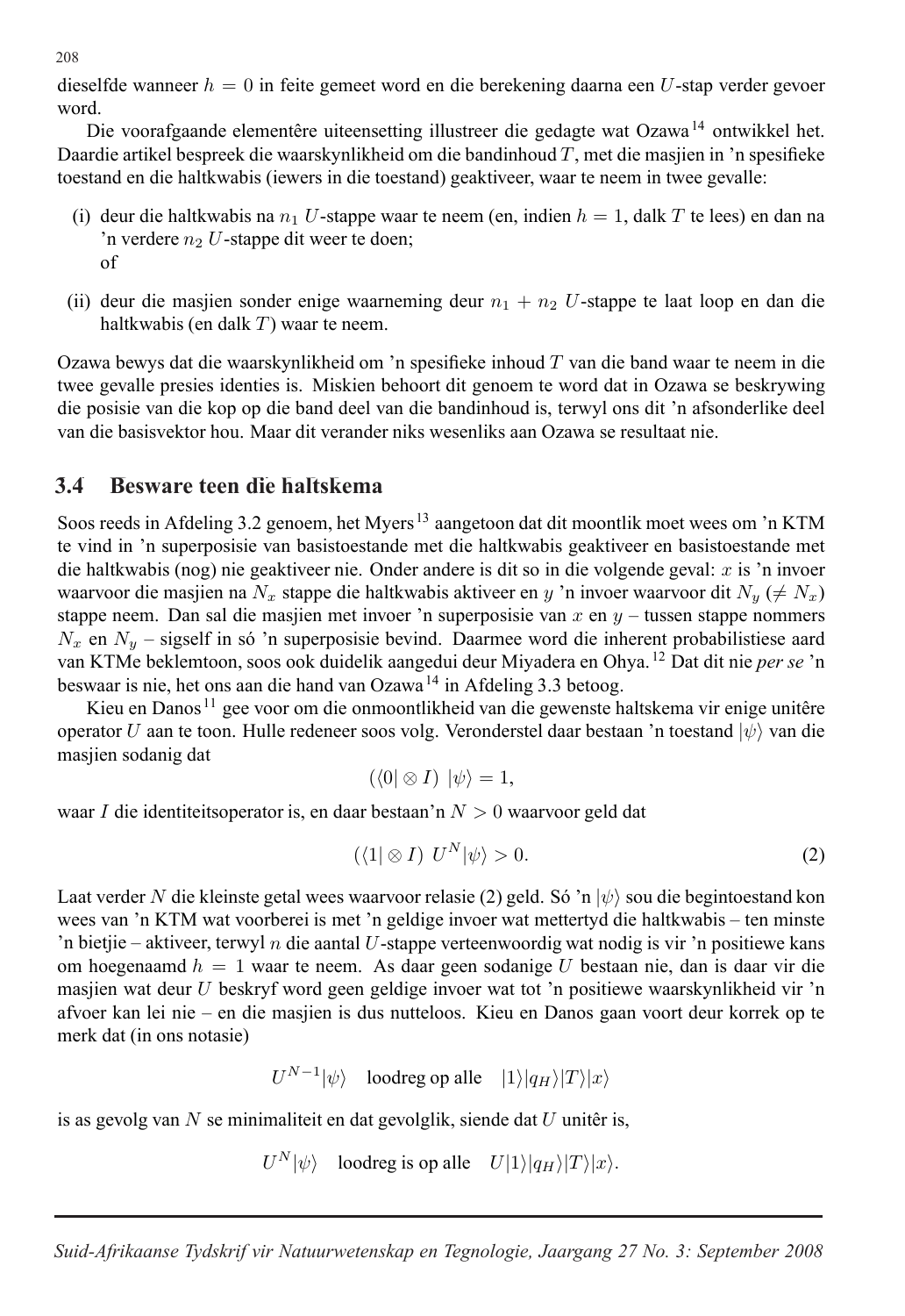dieselfde wanneer $h = 0$ in feite gemeet word en die berekening daarna een $U$-stap verder gevoer word.

Die voorafgaande elementêre uiteensetting illustreer die gedagte wat Ozawa[14] ontwikkel het. Daardie artikel bespreek die waarskynlikheid om die bandinhoud $T$, met die masjien in 'n spesifieke toestand en die haltkwabis (iewers in die toestand) geaktiveer, waar te neem in twee gevalle:

(i) deur die haltkwabis na $n_1$ $U$-stappe waar te neem (en, indien $h = 1$, dalk $T$ te lees) en dan na 'n verdere $n_2$ $U$-stappe dit weer te doen;
of

(ii) deur die masjien sonder enige waarneming deur $n_1 + n_2$ $U$-stappe te laat loop en dan die haltkwabis (en dalk $T$) waar te neem.

Ozawa bewys dat die waarskynlikheid om 'n spesifieke inhoud $T$ van die band waar te neem in die twee gevalle presies identies is. Miskien behoort dit genoem te word dat in Ozawa se beskrywing die posisie van die kop op die band deel van die bandinhoud is, terwyl ons dit 'n afsonderlike deel van die basisvektor hou. Maar dit verander niks wesenliks aan Ozawa se resultaat nie.

## 3.4 Besware teen die haltskema

Soos reeds in Afdeling 3.2 genoem, het Myers[13] aangetoon dat dit moontlik moet wees om 'n KTM te vind in 'n superposisie van basistoestande met die haltkwabis geaktiveer en basistoestande met die haltkwabis (nog) nie geaktiveer nie. Onder andere is dit so in die volgende geval: $x$ is 'n invoer waarvoor die masjien na $N_x$ stappe die haltkwabis aktiveer en $y$ 'n invoer waarvoor dit $N_y$ ($\neq N_x$) stappe neem. Dan sal die masjien met invoer 'n superposisie van $x$ en $y$ – tussen stappe nommers $N_x$ en $N_y$ – sigself in só 'n superposisie bevind. Daarmee word die inherent probabilistiese aard van KTMe beklemtoon, soos ook duidelik aangedui deur Miyadera en Ohya.[12] Dat dit nie *per se* 'n beswaar is nie, het ons aan die hand van Ozawa[14] in Afdeling 3.3 betoog.

Kieu en Danos[11] gee voor om die onmoontlikheid van die gewenste haltskema vir enige unitêre operator $U$ aan te toon. Hulle redeneer soos volg. Veronderstel daar bestaan 'n toestand $|\psi\rangle$ van die masjien sodanig dat

$$(\langle 0| \otimes I)\ |\psi\rangle = 1,$$

waar $I$ die identiteitsoperator is, en daar bestaan'n $N > 0$ waarvoor geld dat

$$(\langle 1| \otimes I)\ U^N|\psi\rangle > 0. \tag{2}$$

Laat verder $N$ die kleinste getal wees waarvoor relasie (2) geld. Só 'n $|\psi\rangle$ sou die begintoestand kon wees van 'n KTM wat voorberei is met 'n geldige invoer wat mettertyd die haltkwabis – ten minste 'n bietjie – aktiveer, terwyl $n$ die aantal $U$-stappe verteenwoordig wat nodig is vir 'n positiewe kans om hoegenaamd $h = 1$ waar te neem. As daar geen sodanige $U$ bestaan nie, dan is daar vir die masjien wat deur $U$ beskryf word geen geldige invoer wat tot 'n positiewe waarskynlikheid vir 'n afvoer kan lei nie – en die masjien is dus nutteloos. Kieu en Danos gaan voort deur korrek op te merk dat (in ons notasie)

$$U^{N-1}|\psi\rangle \quad \text{loodreg op alle} \quad |1\rangle|q_H\rangle|T\rangle|x\rangle$$

is as gevolg van $N$ se minimaliteit en dat gevolglik, siende dat $U$ unitêr is,

$$U^N|\psi\rangle \quad \text{loodreg is op alle} \quad U|1\rangle|q_H\rangle|T\rangle|x\rangle.$$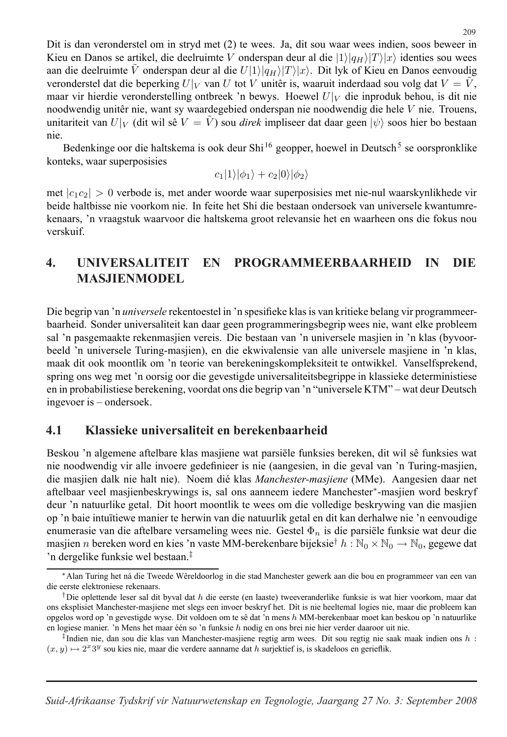Dit is dan veronderstel om in stryd met (2) te wees. Ja, dit sou waar wees indien, soos beweer in Kieu en Danos se artikel, die deelruimte $V$ onderspan deur al die $|1\rangle|q_H\rangle|T\rangle|x\rangle$ identies sou wees aan die deelruimte $\tilde{V}$ onderspan deur al die $U|1\rangle|q_H\rangle|T\rangle|x\rangle$. Dit lyk of Kieu en Danos eenvoudig veronderstel dat die beperking $U|_V$ van $U$ tot $V$ unitêr is, waaruit inderdaad sou volg dat $V = \tilde{V}$, maar vir hierdie veronderstelling ontbreek 'n bewys. Hoewel $U|_V$ die inproduk behou, is dit nie noodwendig unitêr nie, want sy waardegebied onderspan nie noodwendig die hele $V$ nie. Trouens, unitariteit van $U|_V$ (dit wil sê $V = \tilde{V}$) sou *direk* impliseer dat daar geen $|\psi\rangle$ soos hier bo bestaan nie.

Bedenkinge oor die haltskema is ook deur Shi[16] geopper, hoewel in Deutsch[5] se oorspronklike konteks, waar superposisies

$$c_1|1\rangle|\phi_1\rangle + c_2|0\rangle|\phi_2\rangle$$

met $|c_1c_2| > 0$ verbode is, met ander woorde waar superposisies met nie-nul waarskynlikhede vir beide haltbisse nie voorkom nie. In feite het Shi die bestaan ondersoek van universele kwantumrekenaars, 'n vraagstuk waarvoor die haltskema groot relevansie het en waarheen ons die fokus nou verskuif.

## 4. UNIVERSALITEIT EN PROGRAMMEERBAARHEID IN DIE MASJIENMODEL

Die begrip van 'n *universele* rekentoestel in 'n spesifieke klas is van kritieke belang vir programmeerbaarheid. Sonder universaliteit kan daar geen programmeringsbegrip wees nie, want elke probleem sal 'n pasgemaakte rekenmasjien vereis. Die bestaan van 'n universele masjien in 'n klas (byvoorbeeld 'n universele Turing-masjien), en die ekwivalensie van alle universele masjiene in 'n klas, maak dit ook moontlik om 'n teorie van berekeningskompleksiteit te ontwikkel. Vanselfsprekend, spring ons weg met 'n oorsig oor die gevestigde universaliteitsbegrippe in klassieke deterministiese en in probabilistiese berekening, voordat ons die begrip van 'n "universele KTM" – wat deur Deutsch ingevoer is – ondersoek.

### 4.1 Klassieke universaliteit en berekenbaarheid

Beskou 'n algemene aftelbare klas masjiene wat parsiële funksies bereken, dit wil sê funksies wat nie noodwendig vir alle invoere gedefinieer is nie (aangesien, in die geval van 'n Turing-masjien, die masjien dalk nie halt nie). Noem dié klas *Manchester-masjiene* (MMe). Aangesien daar net aftelbaar veel masjienbeskrywings is, sal ons aanneem iedere Manchester*-masjien word beskryf deur 'n natuurlike getal. Dit hoort moontlik te wees om die volledige beskrywing van die masjien op 'n baie intuïtiewe manier te herwin van die natuurlik getal en dit kan derhalwe nie 'n eenvoudige enumerasie van die aftelbare versameling wees nie. Gestel $\Phi_n$ is die parsiële funksie wat deur die masjien $n$ bereken word en kies 'n vaste MM-berekenbare bijeksie† $h : \mathbb{N}_0 \times \mathbb{N}_0 \rightarrow \mathbb{N}_0$, gegewe dat 'n dergelike funksie wel bestaan.‡

*Alan Turing het ná die Tweede Wêreldoorlog in die stad Manchester gewerk aan die bou en programmeer van een van die eerste elektroniese rekenaars.

†Die oplettende leser sal dit byval dat $h$ die eerste (en laaste) tweeveranderlike funksie is wat hier voorkom, maar dat ons eksplisiet Manchester-masjiene met slegs een invoer beskryf het. Dít is nie heeltemal logies nie, maar die probleem kan opgelos word op 'n gevestigde wyse. Dit voldoen om te sê dat 'n mens $h$ MM-berekenbaar moet kan beskou op 'n natuurlike en logiese manier. 'n Mens het maar één so 'n funksie $h$ nodig en ons brei nie hier verder daaroor uit nie.

‡Indien nie, dan sou die klas van Manchester-masjiene regtig arm wees. Dit sou regtig nie saak maak indien ons $h : (x, y) \mapsto 2^x 3^y$ sou kies nie, maar die verdere aanname dat $h$ surjektief is, is skadeloos en gerieflik.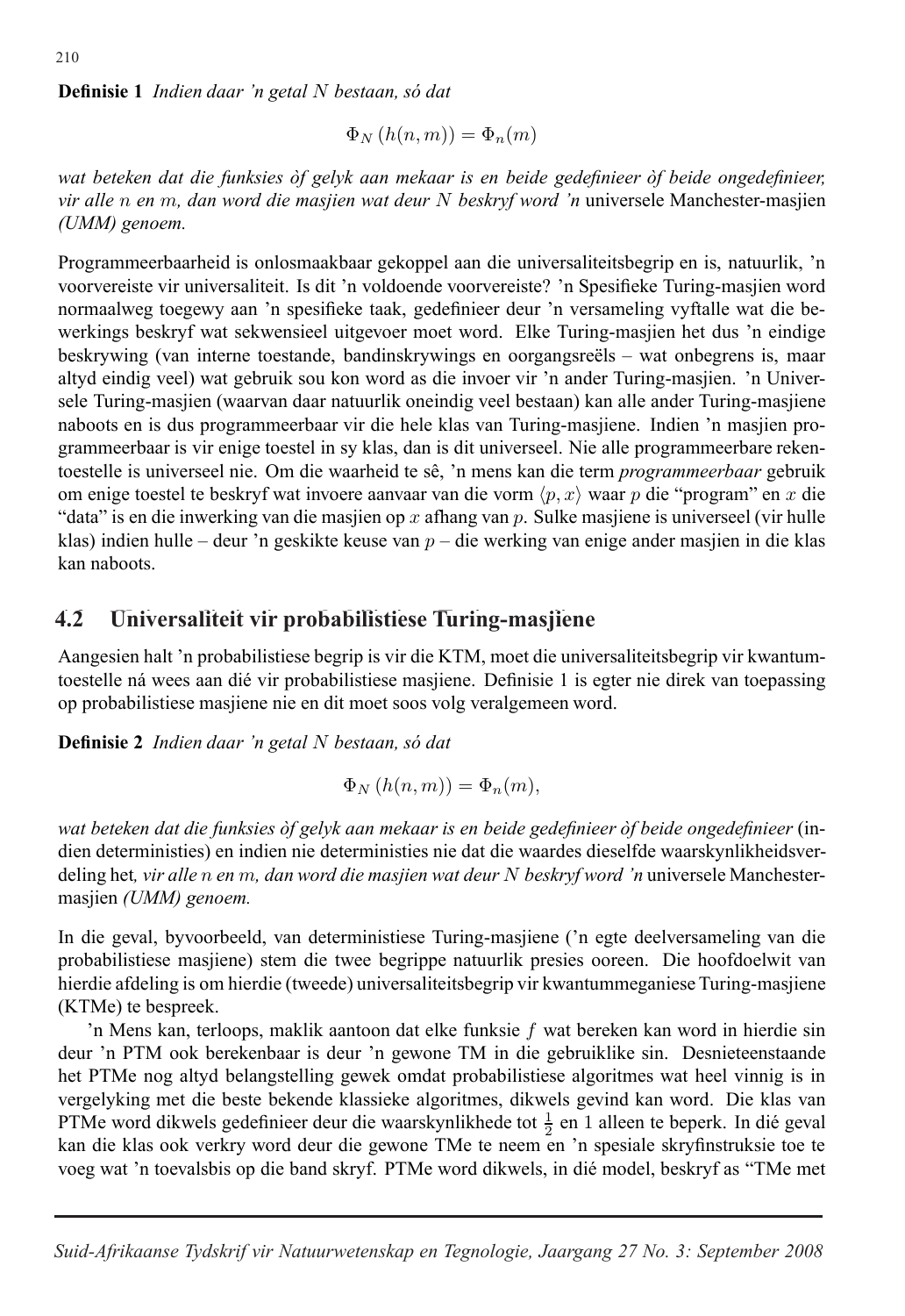**Definisie 1** *Indien daar 'n getal $N$ bestaan, só dat*

$$\Phi_N\left(h(n,m)\right) = \Phi_n(m)$$

*wat beteken dat die funksies òf gelyk aan mekaar is en beide gedefinieer òf beide ongedefinieer, vir alle $n$ en $m$, dan word die masjien wat deur $N$ beskryf word 'n* universele Manchester-masjien *(UMM) genoem.*

Programmeerbaarheid is onlosmaakbaar gekoppel aan die universaliteitsbegrip en is, natuurlik, 'n voorvereiste vir universaliteit. Is dit 'n voldoende voorvereiste? 'n Spesifieke Turing-masjien word normaalweg toegewy aan 'n spesifieke taak, gedefinieer deur 'n versameling vyftalle wat die bewerkings beskryf wat sekwensieel uitgevoer moet word. Elke Turing-masjien het dus 'n eindige beskrywing (van interne toestande, bandinskrywings en oorgangsreëls – wat onbegrens is, maar altyd eindig veel) wat gebruik sou kon word as die invoer vir 'n ander Turing-masjien. 'n Universele Turing-masjien (waarvan daar natuurlik oneindig veel bestaan) kan alle ander Turing-masjiene naboots en is dus programmeerbaar vir die hele klas van Turing-masjiene. Indien 'n masjien programmeerbaar is vir enige toestel in sy klas, dan is dit universeel. Nie alle programmeerbare rekentoestelle is universeel nie. Om die waarheid te sê, 'n mens kan die term *programmeerbaar* gebruik om enige toestel te beskryf wat invoere aanvaar van die vorm $\langle p, x\rangle$ waar $p$ die "program" en $x$ die "data" is en die inwerking van die masjien op $x$ afhang van $p$. Sulke masjiene is universeel (vir hulle klas) indien hulle – deur 'n geskikte keuse van $p$ – die werking van enige ander masjien in die klas kan naboots.

## 4.2 Universaliteit vir probabilistiese Turing-masjiene

Aangesien halt 'n probabilistiese begrip is vir die KTM, moet die universaliteitsbegrip vir kwantumtoestelle ná wees aan dié vir probabilistiese masjiene. Definisie 1 is egter nie direk van toepassing op probabilistiese masjiene nie en dit moet soos volg veralgemeen word.

**Definisie 2** *Indien daar 'n getal $N$ bestaan, só dat*

$$\Phi_N\left(h(n,m)\right) = \Phi_n(m),$$

*wat beteken dat die funksies òf gelyk aan mekaar is en beide gedefinieer òf beide ongedefinieer* (indien deterministies) en indien nie deterministies nie dat die waardes dieselfde waarskynlikheidsverdeling het*, vir alle $n$ en $m$, dan word die masjien wat deur $N$ beskryf word 'n* universele Manchester-masjien *(UMM) genoem.*

In die geval, byvoorbeeld, van deterministiese Turing-masjiene ('n egte deelversameling van die probabilistiese masjiene) stem die twee begrippe natuurlik presies ooreen. Die hoofdoelwit van hierdie afdeling is om hierdie (tweede) universaliteitsbegrip vir kwantummeganiese Turing-masjiene (KTMe) te bespreek.

'n Mens kan, terloops, maklik aantoon dat elke funksie $f$ wat bereken kan word in hierdie sin deur 'n PTM ook berekenbaar is deur 'n gewone TM in die gebruiklike sin. Desnieteenstaande het PTMe nog altyd belangstelling gewek omdat probabilistiese algoritmes wat heel vinnig is in vergelyking met die beste bekende klassieke algoritmes, dikwels gevind kan word. Die klas van PTMe word dikwels gedefinieer deur die waarskynlikhede tot $\frac{1}{2}$ en 1 alleen te beperk. In dié geval kan die klas ook verkry word deur die gewone TMe te neem en 'n spesiale skryfinstruksie toe te voeg wat 'n toevalsbis op die band skryf. PTMe word dikwels, in dié model, beskryf as "TMe met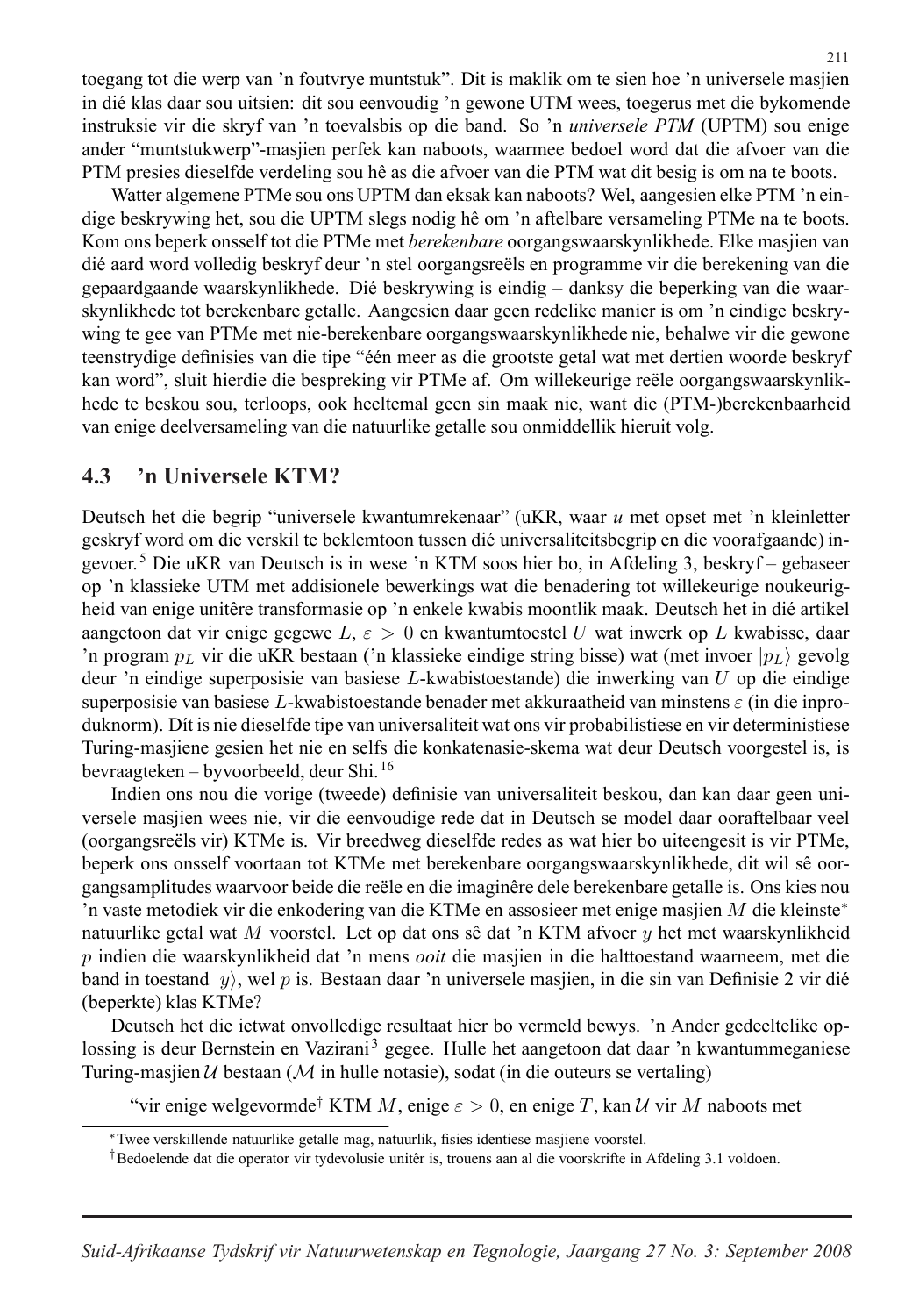toegang tot die werp van 'n foutvrye muntstuk". Dit is maklik om te sien hoe 'n universele masjien in dié klas daar sou uitsien: dit sou eenvoudig 'n gewone UTM wees, toegerus met die bykomende instruksie vir die skryf van 'n toevalsbis op die band. So 'n *universele PTM* (UPTM) sou enige ander "muntstukwerp"-masjien perfek kan naboots, waarmee bedoel word dat die afvoer van die PTM presies dieselfde verdeling sou hê as die afvoer van die PTM wat dit besig is om na te boots.

Watter algemene PTMe sou ons UPTM dan eksak kan naboots? Wel, aangesien elke PTM 'n eindige beskrywing het, sou die UPTM slegs nodig hê om 'n aftelbare versameling PTMe na te boots. Kom ons beperk onsself tot die PTMe met *berekenbare* oorgangswaarskynlikhede. Elke masjien van dié aard word volledig beskryf deur 'n stel oorgangsreëls en programme vir die berekening van die gepaardgaande waarskynlikhede. Dié beskrywing is eindig – danksy die beperking van die waarskynlikhede tot berekenbare getalle. Aangesien daar geen redelike manier is om 'n eindige beskrywing te gee van PTMe met nie-berekenbare oorgangswaarskynlikhede nie, behalwe vir die gewone teenstrydige definisies van die tipe "één meer as die grootste getal wat met dertien woorde beskryf kan word", sluit hierdie die bespreking vir PTMe af. Om willekeurige reële oorgangswaarskynlikhede te beskou sou, terloops, ook heeltemal geen sin maak nie, want die (PTM-)berekenbaarheid van enige deelversameling van die natuurlike getalle sou onmiddellik hieruit volg.

## 4.3 'n Universele KTM?

Deutsch het die begrip "universele kwantumrekenaar" (uKR, waar *u* met opset met 'n kleinletter geskryf word om die verskil te beklemtoon tussen dié universaliteitsbegrip en die voorafgaande) ingevoer.[5] Die uKR van Deutsch is in wese 'n KTM soos hier bo, in Afdeling 3, beskryf – gebaseer op 'n klassieke UTM met addisionele bewerkings wat die benadering tot willekeurige noukeurigheid van enige unitêre transformasie op 'n enkele kwabis moontlik maak. Deutsch het in dié artikel aangetoon dat vir enige gegewe $L$, $\varepsilon > 0$ en kwantumtoestel $U$ wat inwerk op $L$ kwabisse, daar 'n program $p_L$ vir die uKR bestaan ('n klassieke eindige string bisse) wat (met invoer $|p_L\rangle$ gevolg deur 'n eindige superposisie van basiese $L$-kwabistoestande) die inwerking van $U$ op die eindige superposisie van basiese $L$-kwabistoestande benader met akkuraatheid van minstens $\varepsilon$ (in die inproduknorm). Dít is nie dieselfde tipe van universaliteit wat ons vir probabilistiese en vir deterministiese Turing-masjiene gesien het nie en selfs die konkatenasie-skema wat deur Deutsch voorgestel is, is bevraagteken – byvoorbeeld, deur Shi.[16]

Indien ons nou die vorige (tweede) definisie van universaliteit beskou, dan kan daar geen universele masjien wees nie, vir die eenvoudige rede dat in Deutsch se model daar ooraftelbaar veel (oorgangsreëls vir) KTMe is. Vir breedweg dieselfde redes as wat hier bo uiteengesit is vir PTMe, beperk ons onsself voortaan tot KTMe met berekenbare oorgangswaarskynlikhede, dit wil sê oorgangsamplitudes waarvoor beide die reële en die imaginêre dele berekenbare getalle is. Ons kies nou 'n vaste metodiek vir die enkodering van die KTMe en assosieer met enige masjien $M$ die kleinste* natuurlike getal wat $M$ voorstel. Let op dat ons sê dat 'n KTM afvoer $y$ het met waarskynlikheid $p$ indien die waarskynlikheid dat 'n mens *ooit* die masjien in die halttoestand waarneem, met die band in toestand $|y\rangle$, wel $p$ is. Bestaan daar 'n universele masjien, in die sin van Definisie 2 vir dié (beperkte) klas KTMe?

Deutsch het die ietwat onvolledige resultaat hier bo vermeld bewys. 'n Ander gedeeltelike oplossing is deur Bernstein en Vazirani[3] gegee. Hulle het aangetoon dat daar 'n kwantummeganiese Turing-masjien $\mathcal{U}$ bestaan ($\mathcal{M}$ in hulle notasie), sodat (in die outeurs se vertaling)

"vir enige welgevormde† KTM $M$, enige $\varepsilon > 0$, en enige $T$, kan $\mathcal{U}$ vir $M$ naboots met

---

*Twee verskillende natuurlike getalle mag, natuurlik, fisies identiese masjiene voorstel.

†Bedoelende dat die operator vir tydevolusie unitêr is, trouens aan al die voorskrifte in Afdeling 3.1 voldoen.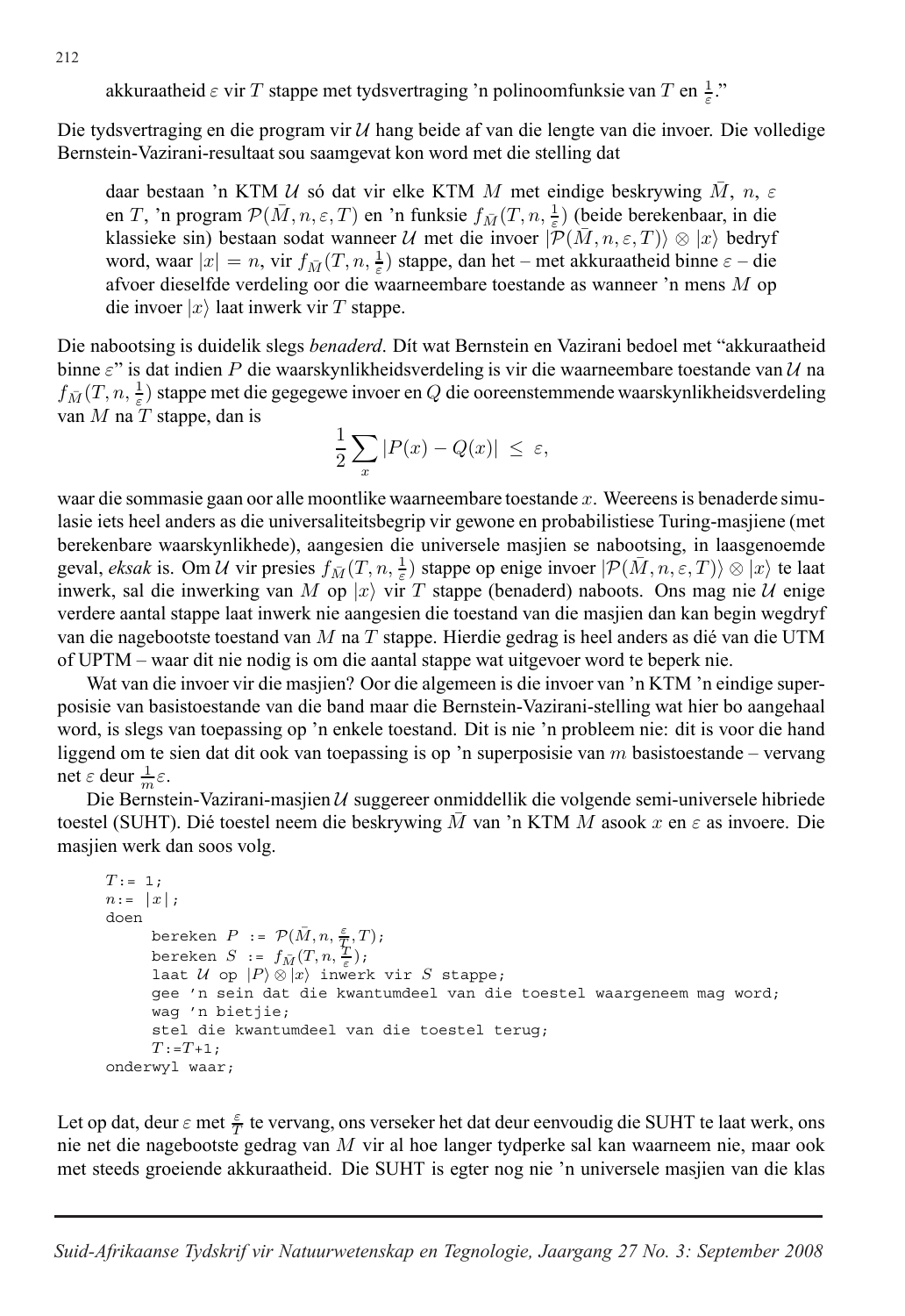akkuraatheid $\varepsilon$ vir $T$ stappe met tydsvertraging 'n polinoomfunksie van $T$ en $\frac{1}{\varepsilon}$."

Die tydsvertraging en die program vir $\mathcal{U}$ hang beide af van die lengte van die invoer. Die volledige Bernstein-Vazirani-resultaat sou saamgevat kon word met die stelling dat

> daar bestaan 'n KTM $\mathcal{U}$ só dat vir elke KTM $M$ met eindige beskrywing $\bar{M}$, $n$, $\varepsilon$ en $T$, 'n program $\mathcal{P}(\bar{M}, n, \varepsilon, T)$ en 'n funksie $f_{\bar{M}}(T, n, \frac{1}{\varepsilon})$ (beide berekenbaar, in die klassieke sin) bestaan sodat wanneer $\mathcal{U}$ met die invoer $|\mathcal{P}(\bar{M}, n, \varepsilon, T)\rangle \otimes |x\rangle$ bedryf word, waar $|x| = n$, vir $f_{\bar{M}}(T, n, \frac{1}{\varepsilon})$ stappe, dan het – met akkuraatheid binne $\varepsilon$ – die afvoer dieselfde verdeling oor die waarneembare toestande as wanneer 'n mens $M$ op die invoer $|x\rangle$ laat inwerk vir $T$ stappe.

Die nabootsing is duidelik slegs *benaderd*. Dít wat Bernstein en Vazirani bedoel met "akkuraatheid binne $\varepsilon$" is dat indien $P$ die waarskynlikheidsverdeling is vir die waarneembare toestande van $\mathcal{U}$ na $f_{\bar{M}}(T, n, \frac{1}{\varepsilon})$ stappe met die gegegewe invoer en $Q$ die ooreenstemmende waarskynlikheidsverdeling van $M$ na $T$ stappe, dan is

$$\frac{1}{2} \sum_{x} |P(x) - Q(x)| \leq \varepsilon,$$

waar die sommasie gaan oor alle moontlike waarneembare toestande $x$. Weereens is benaderde simulasie iets heel anders as die universaliteitsbegrip vir gewone en probabilistiese Turing-masjiene (met berekenbare waarskynlikhede), aangesien die universele masjien se nabootsing, in laasgenoemde geval, *eksak* is. Om $\mathcal{U}$ vir presies $f_{\bar{M}}(T, n, \frac{1}{\varepsilon})$ stappe op enige invoer $|\mathcal{P}(\bar{M}, n, \varepsilon, T)\rangle \otimes |x\rangle$ te laat inwerk, sal die inwerking van $M$ op $|x\rangle$ vir $T$ stappe (benaderd) naboots. Ons mag nie $\mathcal{U}$ enige verdere aantal stappe laat inwerk nie aangesien die toestand van die masjien dan kan begin wegdryf van die nagebootste toestand van $M$ na $T$ stappe. Hierdie gedrag is heel anders as dié van die UTM of UPTM – waar dit nie nodig is om die aantal stappe wat uitgevoer word te beperk nie.

Wat van die invoer vir die masjien? Oor die algemeen is die invoer van 'n KTM 'n eindige superposisie van basistoestande van die band maar die Bernstein-Vazirani-stelling wat hier bo aangehaal word, is slegs van toepassing op 'n enkele toestand. Dit is nie 'n probleem nie: dit is voor die hand liggend om te sien dat dit ook van toepassing is op 'n superposisie van $m$ basistoestande – vervang net $\varepsilon$ deur $\frac{1}{m}\varepsilon$.

Die Bernstein-Vazirani-masjien $\mathcal{U}$ suggereer onmiddellik die volgende semi-universele hibriede toestel (SUHT). Dié toestel neem die beskrywing $\bar{M}$ van 'n KTM $M$ asook $x$ en $\varepsilon$ as invoere. Die masjien werk dan soos volg.

```
T:= 1;
n:= |x|;
doen
     bereken P := P(M̄, n, ε/T, T);
     bereken S := f_M̄(T, n, T/ε);
     laat U op |P⟩ ⊗ |x⟩ inwerk vir S stappe;
     gee 'n sein dat die kwantumdeel van die toestel waargeneem mag word;
     wag 'n bietjie;
     stel die kwantumdeel van die toestel terug;
     T:=T+1;
onderwyl waar;
```

Let op dat, deur $\varepsilon$ met $\frac{\varepsilon}{T}$ te vervang, ons verseker het dat deur eenvoudig die SUHT te laat werk, ons nie net die nagebootste gedrag van $M$ vir al hoe langer tydperke sal kan waarneem nie, maar ook met steeds groeiende akkuraatheid. Die SUHT is egter nog nie 'n universele masjien van die klas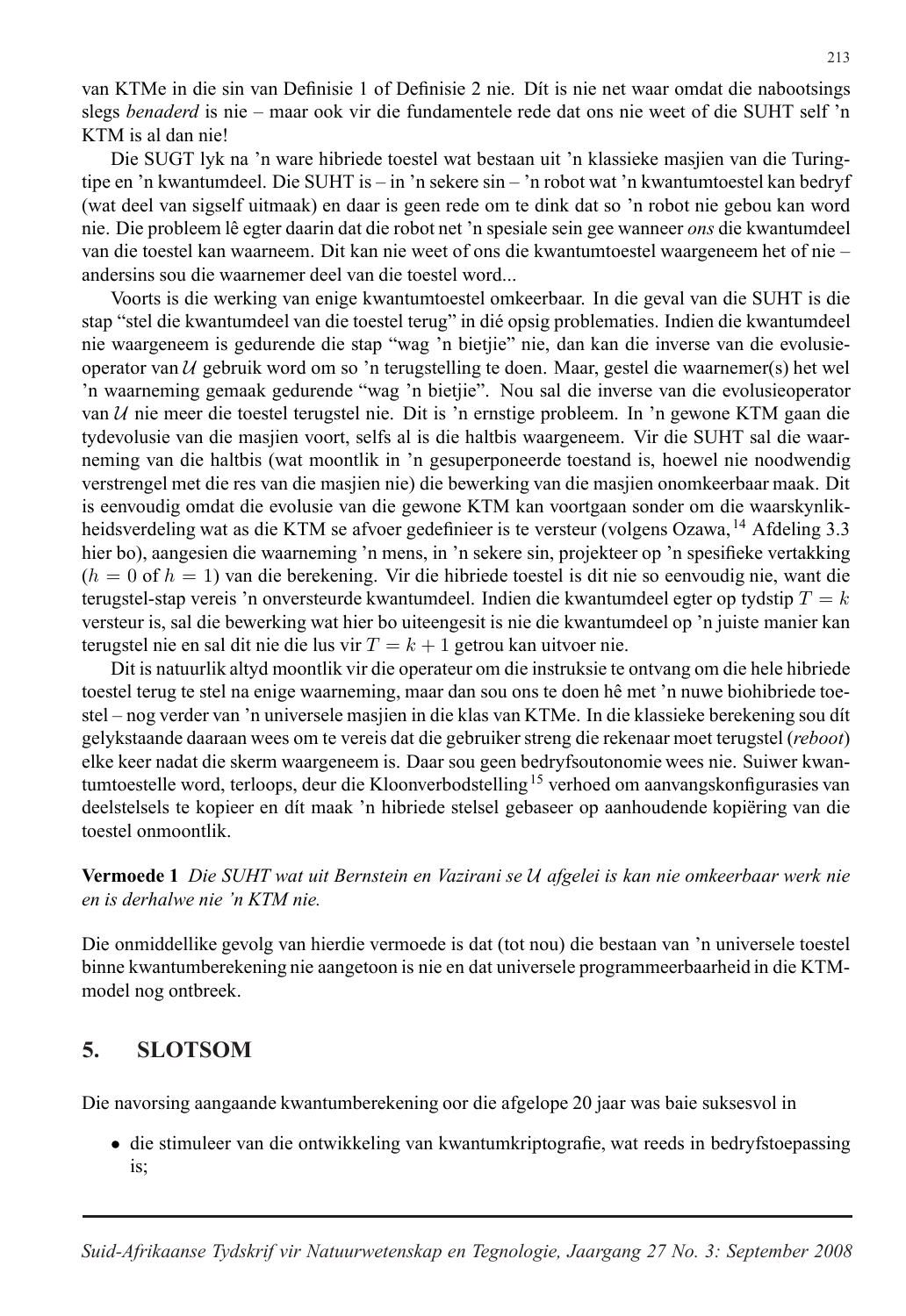van KTMe in die sin van Definisie 1 of Definisie 2 nie. Dít is nie net waar omdat die nabootsings slegs *benaderd* is nie – maar ook vir die fundamentele rede dat ons nie weet of die SUHT self 'n KTM is al dan nie!

Die SUGT lyk na 'n ware hibriede toestel wat bestaan uit 'n klassieke masjien van die Turing-tipe en 'n kwantumdeel. Die SUHT is – in 'n sekere sin – 'n robot wat 'n kwantumtoestel kan bedryf (wat deel van sigself uitmaak) en daar is geen rede om te dink dat so 'n robot nie gebou kan word nie. Die probleem lê egter daarin dat die robot net 'n spesiale sein gee wanneer *ons* die kwantumdeel van die toestel kan waarneem. Dit kan nie weet of ons die kwantumtoestel waargeneem het of nie – andersins sou die waarnemer deel van die toestel word...

Voorts is die werking van enige kwantumtoestel omkeerbaar. In die geval van die SUHT is die stap "stel die kwantumdeel van die toestel terug" in dié opsig problematies. Indien die kwantumdeel nie waargeneem is gedurende die stap "wag 'n bietjie" nie, dan kan die inverse van die evolusie-operator van $\mathcal{U}$ gebruik word om so 'n terugstelling te doen. Maar, gestel die waarnemer(s) het wel 'n waarneming gemaak gedurende "wag 'n bietjie". Nou sal die inverse van die evolusieoperator van $\mathcal{U}$ nie meer die toestel terugstel nie. Dit is 'n ernstige probleem. In 'n gewone KTM gaan die tydevolusie van die masjien voort, selfs al is die haltbis waargeneem. Vir die SUHT sal die waarneming van die haltbis (wat moontlik in 'n gesuperponeerde toestand is, hoewel nie noodwendig verstrengel met die res van die masjien nie) die bewerking van die masjien onomkeerbaar maak. Dit is eenvoudig omdat die evolusie van die gewone KTM kan voortgaan sonder om die waarskynlikheidsverdeling wat as die KTM se afvoer gedefinieer is te versteur (volgens Ozawa,[14] Afdeling 3.3 hier bo), aangesien die waarneming 'n mens, in 'n sekere sin, projekteer op 'n spesifieke vertakking ($h = 0$ of $h = 1$) van die berekening. Vir die hibriede toestel is dit nie so eenvoudig nie, want die terugstel-stap vereis 'n onversteurde kwantumdeel. Indien die kwantumdeel egter op tydstip $T = k$ versteur is, sal die bewerking wat hier bo uiteengesit is nie die kwantumdeel op 'n juiste manier kan terugstel nie en sal dit nie die lus vir $T = k + 1$ getrou kan uitvoer nie.

Dit is natuurlik altyd moontlik vir die operateur om die instruksie te ontvang om die hele hibriede toestel terug te stel na enige waarneming, maar dan sou ons te doen hê met 'n nuwe biohibriede toestel – nog verder van 'n universele masjien in die klas van KTMe. In die klassieke berekening sou dít gelykstaande daaraan wees om te vereis dat die gebruiker streng die rekenaar moet terugstel (*reboot*) elke keer nadat die skerm waargeneem is. Daar sou geen bedryfsoutonomie wees nie. Suiwer kwantumtoestelle word, terloops, deur die Kloonverbodstelling[15] verhoed om aanvangskonfigurasies van deelstelsels te kopieer en dít maak 'n hibriede stelsel gebaseer op aanhoudende kopiëring van die toestel onmoontlik.

**Vermoede 1** *Die SUHT wat uit Bernstein en Vazirani se $\mathcal{U}$ afgelei is kan nie omkeerbaar werk nie en is derhalwe nie 'n KTM nie.*

Die onmiddellike gevolg van hierdie vermoede is dat (tot nou) die bestaan van 'n universele toestel binne kwantumberekening nie aangetoon is nie en dat universele programmeerbaarheid in die KTM-model nog ontbreek.

## 5. SLOTSOM

Die navorsing aangaande kwantumberekening oor die afgelope 20 jaar was baie suksesvol in

- die stimuleer van die ontwikkeling van kwantumkriptografie, wat reeds in bedryfstoepassing is;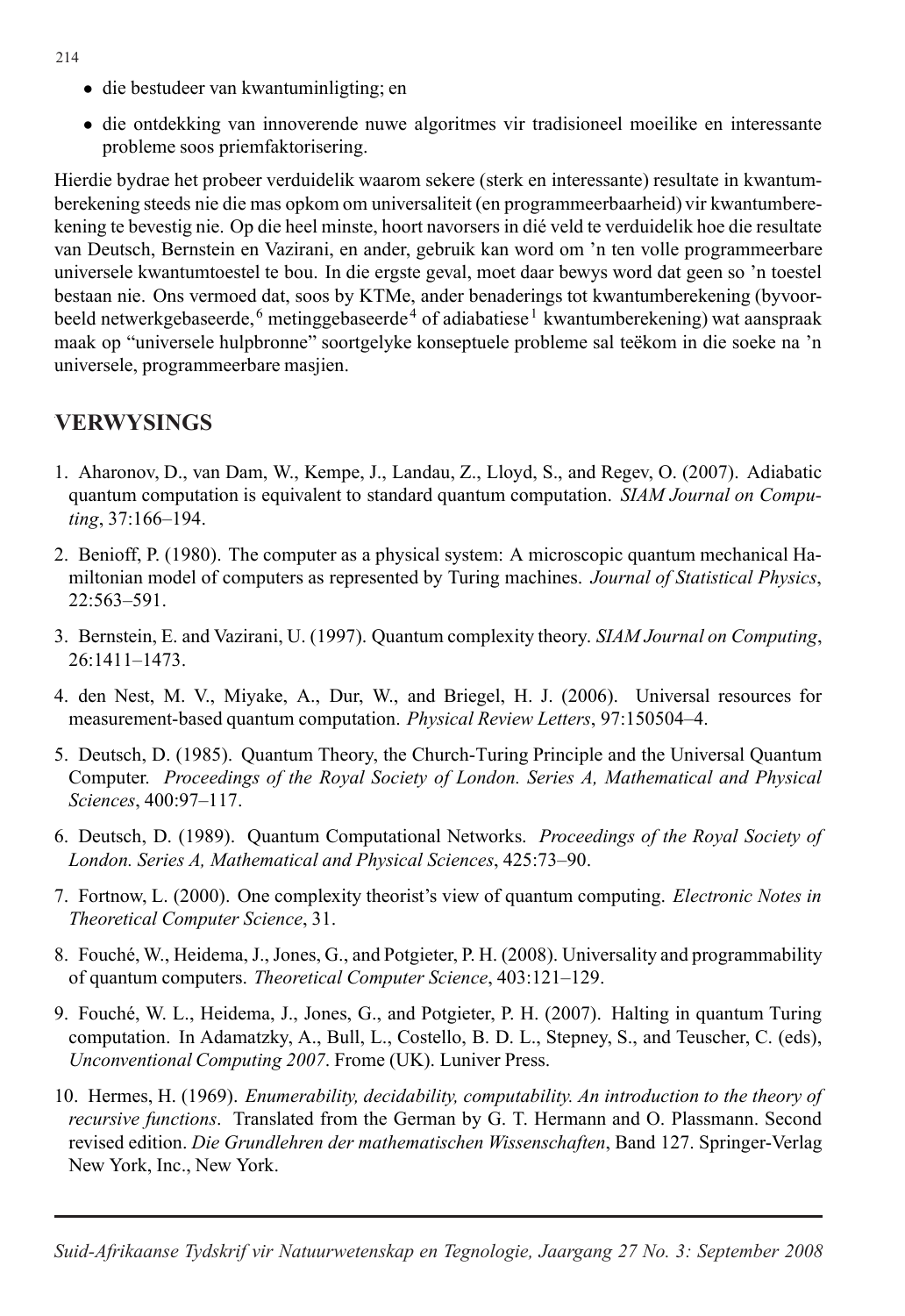- die bestudeer van kwantuminligting; en
- die ontdekking van innoverende nuwe algoritmes vir tradisioneel moeilike en interessante probleme soos priemfaktorisering.

Hierdie bydrae het probeer verduidelik waarom sekere (sterk en interessante) resultate in kwantumberekening steeds nie die mas opkom om universaliteit (en programmeerbaarheid) vir kwantumberekening te bevestig nie. Op die heel minste, hoort navorsers in dié veld te verduidelik hoe die resultate van Deutsch, Bernstein en Vazirani, en ander, gebruik kan word om 'n ten volle programmeerbare universele kwantumtoestel te bou. In die ergste geval, moet daar bewys word dat geen so 'n toestel bestaan nie. Ons vermoed dat, soos by KTMe, ander benaderings tot kwantumberekening (byvoorbeeld netwerkgebaseerde,[6] metinggebaseerde[4] of adiabatiese[1] kwantumberekening) wat aanspraak maak op "universele hulpbronne" soortgelyke konseptuele probleme sal teëkom in die soeke na 'n universele, programmeerbare masjien.

## VERWYSINGS

1. Aharonov, D., van Dam, W., Kempe, J., Landau, Z., Lloyd, S., and Regev, O. (2007). Adiabatic quantum computation is equivalent to standard quantum computation. *SIAM Journal on Computing*, 37:166–194.
2. Benioff, P. (1980). The computer as a physical system: A microscopic quantum mechanical Hamiltonian model of computers as represented by Turing machines. *Journal of Statistical Physics*, 22:563–591.
3. Bernstein, E. and Vazirani, U. (1997). Quantum complexity theory. *SIAM Journal on Computing*, 26:1411–1473.
4. den Nest, M. V., Miyake, A., Dur, W., and Briegel, H. J. (2006). Universal resources for measurement-based quantum computation. *Physical Review Letters*, 97:150504–4.
5. Deutsch, D. (1985). Quantum Theory, the Church-Turing Principle and the Universal Quantum Computer. *Proceedings of the Royal Society of London. Series A, Mathematical and Physical Sciences*, 400:97–117.
6. Deutsch, D. (1989). Quantum Computational Networks. *Proceedings of the Royal Society of London. Series A, Mathematical and Physical Sciences*, 425:73–90.
7. Fortnow, L. (2000). One complexity theorist's view of quantum computing. *Electronic Notes in Theoretical Computer Science*, 31.
8. Fouché, W., Heidema, J., Jones, G., and Potgieter, P. H. (2008). Universality and programmability of quantum computers. *Theoretical Computer Science*, 403:121–129.
9. Fouché, W. L., Heidema, J., Jones, G., and Potgieter, P. H. (2007). Halting in quantum Turing computation. In Adamatzky, A., Bull, L., Costello, B. D. L., Stepney, S., and Teuscher, C. (eds), *Unconventional Computing 2007*. Frome (UK). Luniver Press.
10. Hermes, H. (1969). *Enumerability, decidability, computability. An introduction to the theory of recursive functions*. Translated from the German by G. T. Hermann and O. Plassmann. Second revised edition. *Die Grundlehren der mathematischen Wissenschaften*, Band 127. Springer-Verlag New York, Inc., New York.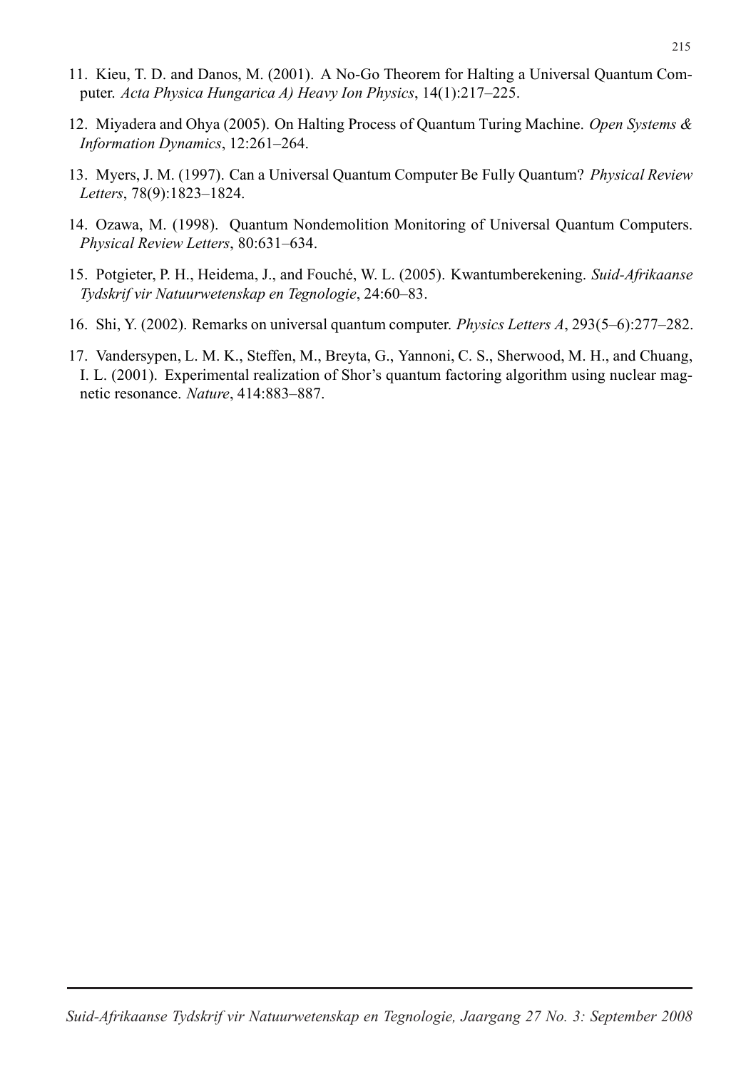11. Kieu, T. D. and Danos, M. (2001). A No-Go Theorem for Halting a Universal Quantum Computer. *Acta Physica Hungarica A) Heavy Ion Physics*, 14(1):217–225.

12. Miyadera and Ohya (2005). On Halting Process of Quantum Turing Machine. *Open Systems & Information Dynamics*, 12:261–264.

13. Myers, J. M. (1997). Can a Universal Quantum Computer Be Fully Quantum? *Physical Review Letters*, 78(9):1823–1824.

14. Ozawa, M. (1998). Quantum Nondemolition Monitoring of Universal Quantum Computers. *Physical Review Letters*, 80:631–634.

15. Potgieter, P. H., Heidema, J., and Fouché, W. L. (2005). Kwantumberekening. *Suid-Afrikaanse Tydskrif vir Natuurwetenskap en Tegnologie*, 24:60–83.

16. Shi, Y. (2002). Remarks on universal quantum computer. *Physics Letters A*, 293(5–6):277–282.

17. Vandersypen, L. M. K., Steffen, M., Breyta, G., Yannoni, C. S., Sherwood, M. H., and Chuang, I. L. (2001). Experimental realization of Shor's quantum factoring algorithm using nuclear magnetic resonance. *Nature*, 414:883–887.